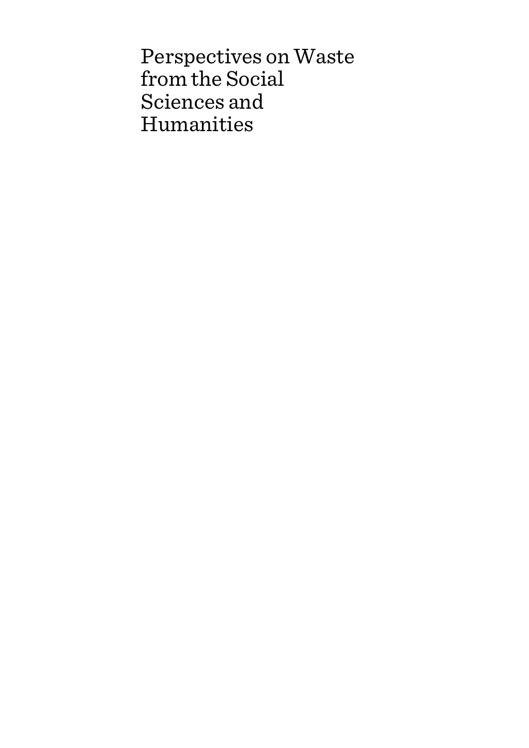# Perspectives on Waste from the Social Sciences and Humanities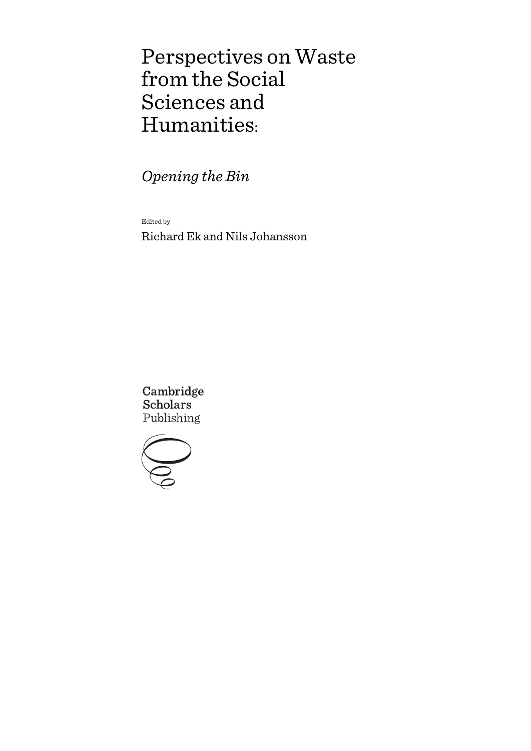# Perspectives on Waste from the Social Sciences and Humanities:

## *Opening the Bin*

Edited by

Richard Ek and Nils Johansson

Cambridge Scholars Publishing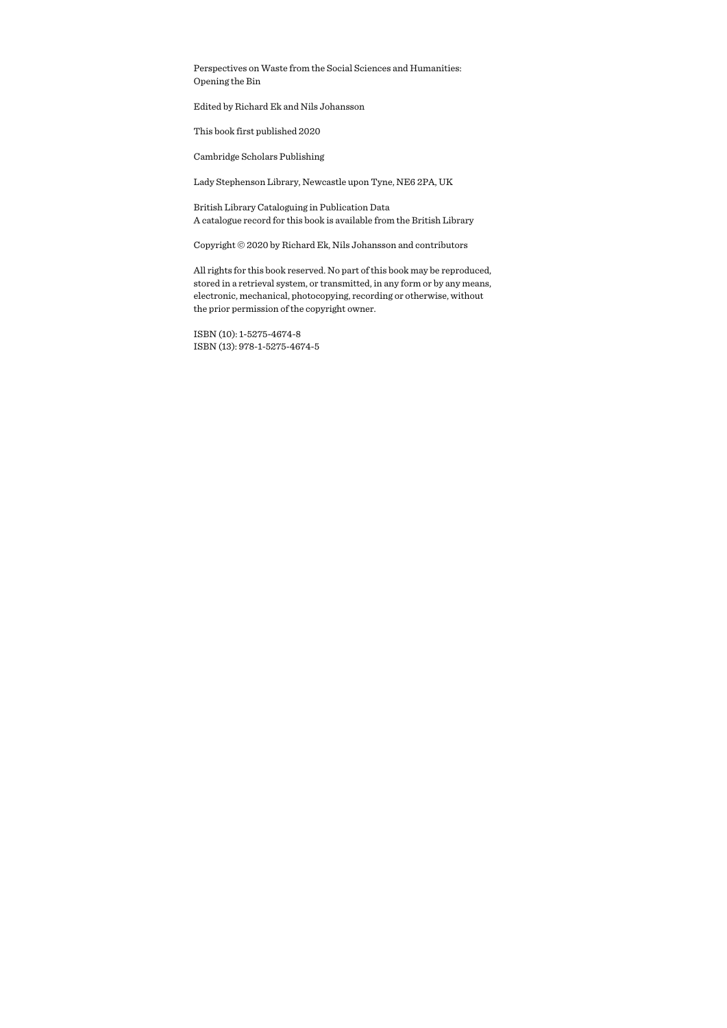Perspectives on Waste from the Social Sciences and Humanities:
Opening the Bin

Edited by Richard Ek and Nils Johansson

This book first published 2020

Cambridge Scholars Publishing

Lady Stephenson Library, Newcastle upon Tyne, NE6 2PA, UK

British Library Cataloguing in Publication Data
A catalogue record for this book is available from the British Library

Copyright © 2020 by Richard Ek, Nils Johansson and contributors

All rights for this book reserved. No part of this book may be reproduced, stored in a retrieval system, or transmitted, in any form or by any means, electronic, mechanical, photocopying, recording or otherwise, without the prior permission of the copyright owner.

ISBN (10): 1-5275-4674-8
ISBN (13): 978-1-5275-4674-5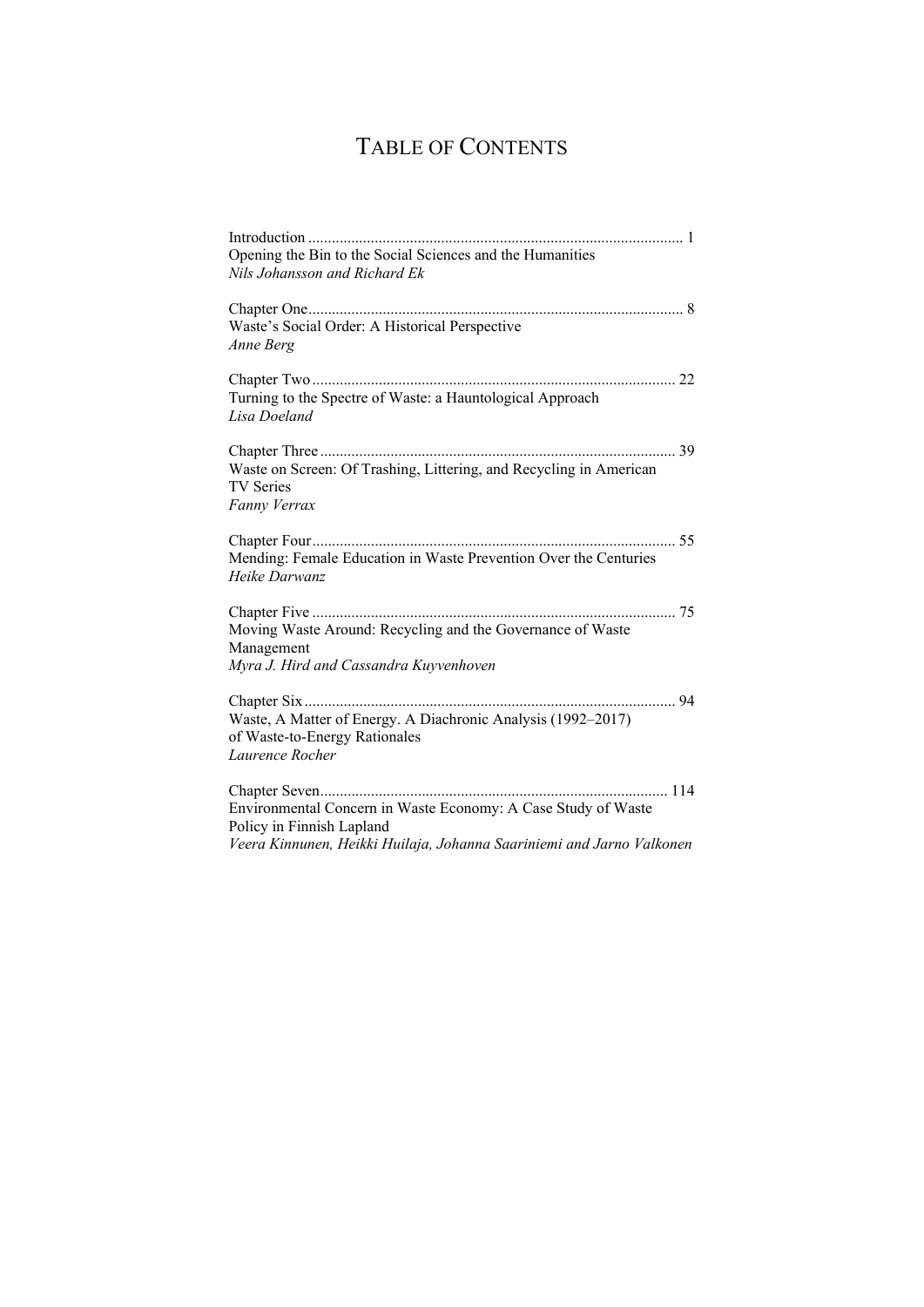# TABLE OF CONTENTS

Introduction ............................................................................................... 1
Opening the Bin to the Social Sciences and the Humanities
*Nils Johansson and Richard Ek*

Chapter One............................................................................................... 8
Waste's Social Order: A Historical Perspective
*Anne Berg*

Chapter Two ............................................................................................ 22
Turning to the Spectre of Waste: a Hauntological Approach
*Lisa Doeland*

Chapter Three .......................................................................................... 39
Waste on Screen: Of Trashing, Littering, and Recycling in American TV Series
*Fanny Verrax*

Chapter Four............................................................................................ 55
Mending: Female Education in Waste Prevention Over the Centuries
*Heike Darwanz*

Chapter Five ............................................................................................ 75
Moving Waste Around: Recycling and the Governance of Waste Management
*Myra J. Hird and Cassandra Kuyvenhoven*

Chapter Six .............................................................................................. 94
Waste, A Matter of Energy. A Diachronic Analysis (1992–2017) of Waste-to-Energy Rationales
*Laurence Rocher*

Chapter Seven......................................................................................... 114
Environmental Concern in Waste Economy: A Case Study of Waste Policy in Finnish Lapland
*Veera Kinnunen, Heikki Huilaja, Johanna Saariniemi and Jarno Valkonen*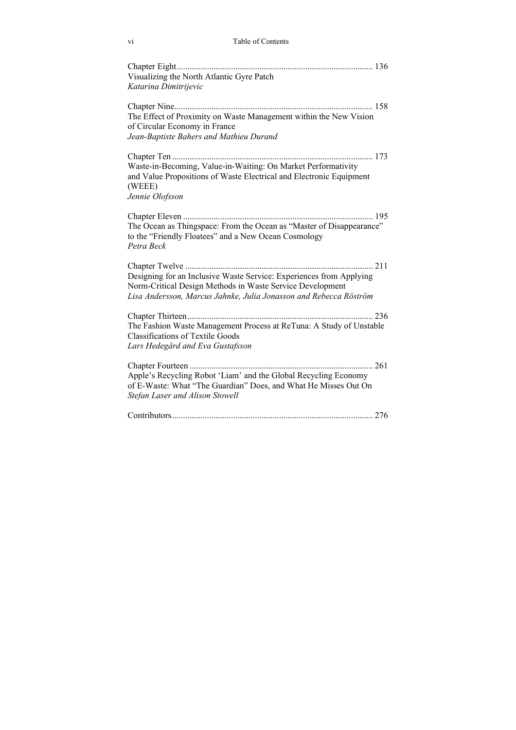Chapter Eight ......................................................................................... 136
Visualizing the North Atlantic Gyre Patch
*Katarina Dimitrijevic*

Chapter Nine ......................................................................................... 158
The Effect of Proximity on Waste Management within the New Vision of Circular Economy in France
*Jean-Baptiste Bahers and Mathieu Durand*

Chapter Ten ........................................................................................... 173
Waste-in-Becoming, Value-in-Waiting: On Market Performativity and Value Propositions of Waste Electrical and Electronic Equipment (WEEE)
*Jennie Olofsson*

Chapter Eleven ...................................................................................... 195
The Ocean as Thingspace: From the Ocean as "Master of Disappearance" to the "Friendly Floatees" and a New Ocean Cosmology
*Petra Beck*

Chapter Twelve ..................................................................................... 211
Designing for an Inclusive Waste Service: Experiences from Applying Norm-Critical Design Methods in Waste Service Development
*Lisa Andersson, Marcus Jahnke, Julia Jonasson and Rebecca Röström*

Chapter Thirteen .................................................................................... 236
The Fashion Waste Management Process at ReTuna: A Study of Unstable Classifications of Textile Goods
*Lars Hedegård and Eva Gustafsson*

Chapter Fourteen ................................................................................... 261
Apple's Recycling Robot 'Liam' and the Global Recycling Economy of E-Waste: What "The Guardian" Does, and What He Misses Out On
*Stefan Laser and Alison Stowell*

Contributors ........................................................................................... 276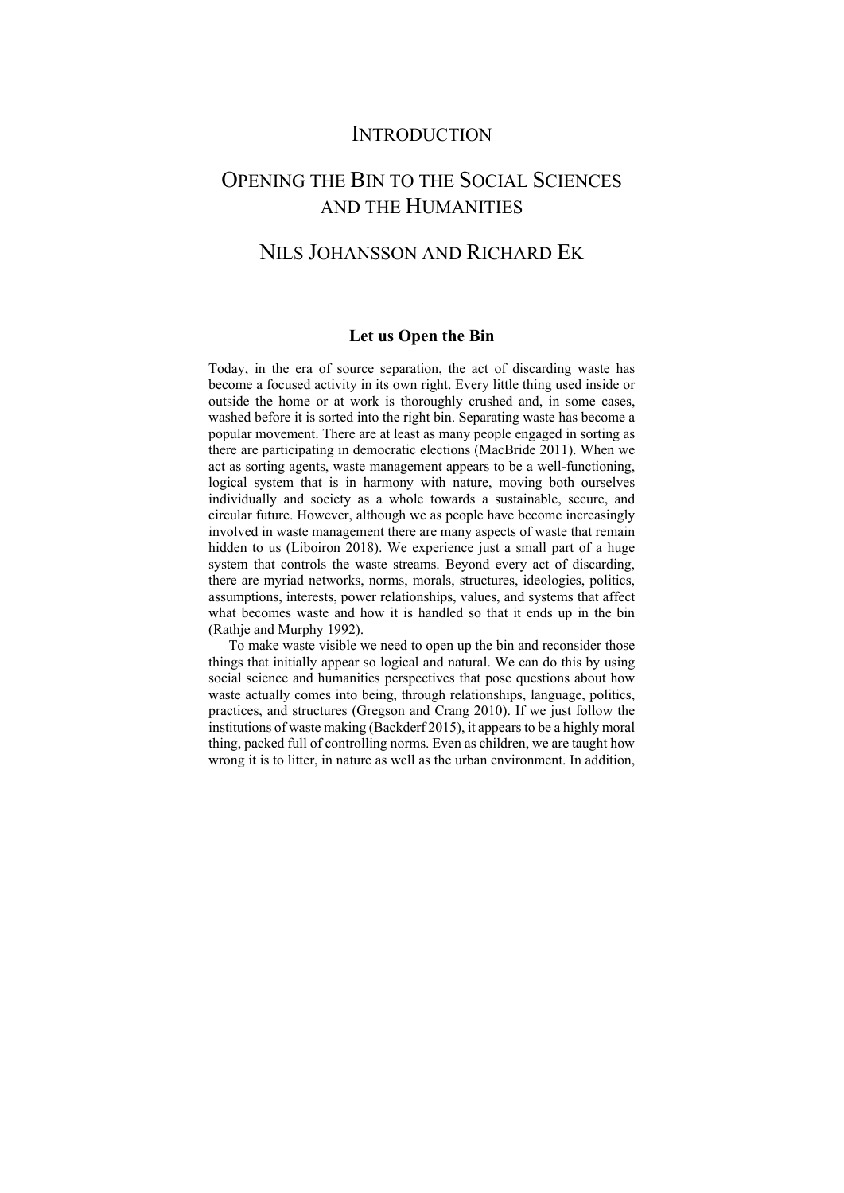# Introduction

# Opening the Bin to the Social Sciences and the Humanities

## Nils Johansson and Richard Ek

### Let us Open the Bin

Today, in the era of source separation, the act of discarding waste has become a focused activity in its own right. Every little thing used inside or outside the home or at work is thoroughly crushed and, in some cases, washed before it is sorted into the right bin. Separating waste has become a popular movement. There are at least as many people engaged in sorting as there are participating in democratic elections (MacBride 2011). When we act as sorting agents, waste management appears to be a well-functioning, logical system that is in harmony with nature, moving both ourselves individually and society as a whole towards a sustainable, secure, and circular future. However, although we as people have become increasingly involved in waste management there are many aspects of waste that remain hidden to us (Liboiron 2018). We experience just a small part of a huge system that controls the waste streams. Beyond every act of discarding, there are myriad networks, norms, morals, structures, ideologies, politics, assumptions, interests, power relationships, values, and systems that affect what becomes waste and how it is handled so that it ends up in the bin (Rathje and Murphy 1992).

To make waste visible we need to open up the bin and reconsider those things that initially appear so logical and natural. We can do this by using social science and humanities perspectives that pose questions about how waste actually comes into being, through relationships, language, politics, practices, and structures (Gregson and Crang 2010). If we just follow the institutions of waste making (Backderf 2015), it appears to be a highly moral thing, packed full of controlling norms. Even as children, we are taught how wrong it is to litter, in nature as well as the urban environment. In addition,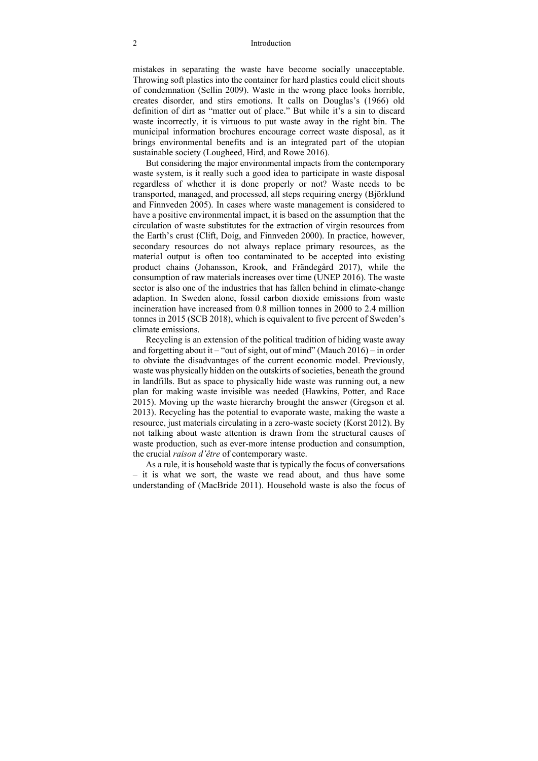mistakes in separating the waste have become socially unacceptable. Throwing soft plastics into the container for hard plastics could elicit shouts of condemnation (Sellin 2009). Waste in the wrong place looks horrible, creates disorder, and stirs emotions. It calls on Douglas's (1966) old definition of dirt as "matter out of place." But while it's a sin to discard waste incorrectly, it is virtuous to put waste away in the right bin. The municipal information brochures encourage correct waste disposal, as it brings environmental benefits and is an integrated part of the utopian sustainable society (Lougheed, Hird, and Rowe 2016).

But considering the major environmental impacts from the contemporary waste system, is it really such a good idea to participate in waste disposal regardless of whether it is done properly or not? Waste needs to be transported, managed, and processed, all steps requiring energy (Björklund and Finnveden 2005). In cases where waste management is considered to have a positive environmental impact, it is based on the assumption that the circulation of waste substitutes for the extraction of virgin resources from the Earth's crust (Clift, Doig, and Finnveden 2000). In practice, however, secondary resources do not always replace primary resources, as the material output is often too contaminated to be accepted into existing product chains (Johansson, Krook, and Frändegård 2017), while the consumption of raw materials increases over time (UNEP 2016). The waste sector is also one of the industries that has fallen behind in climate-change adaption. In Sweden alone, fossil carbon dioxide emissions from waste incineration have increased from 0.8 million tonnes in 2000 to 2.4 million tonnes in 2015 (SCB 2018), which is equivalent to five percent of Sweden's climate emissions.

Recycling is an extension of the political tradition of hiding waste away and forgetting about it – "out of sight, out of mind" (Mauch 2016) – in order to obviate the disadvantages of the current economic model. Previously, waste was physically hidden on the outskirts of societies, beneath the ground in landfills. But as space to physically hide waste was running out, a new plan for making waste invisible was needed (Hawkins, Potter, and Race 2015). Moving up the waste hierarchy brought the answer (Gregson et al. 2013). Recycling has the potential to evaporate waste, making the waste a resource, just materials circulating in a zero-waste society (Korst 2012). By not talking about waste attention is drawn from the structural causes of waste production, such as ever-more intense production and consumption, the crucial *raison d'être* of contemporary waste.

As a rule, it is household waste that is typically the focus of conversations – it is what we sort, the waste we read about, and thus have some understanding of (MacBride 2011). Household waste is also the focus of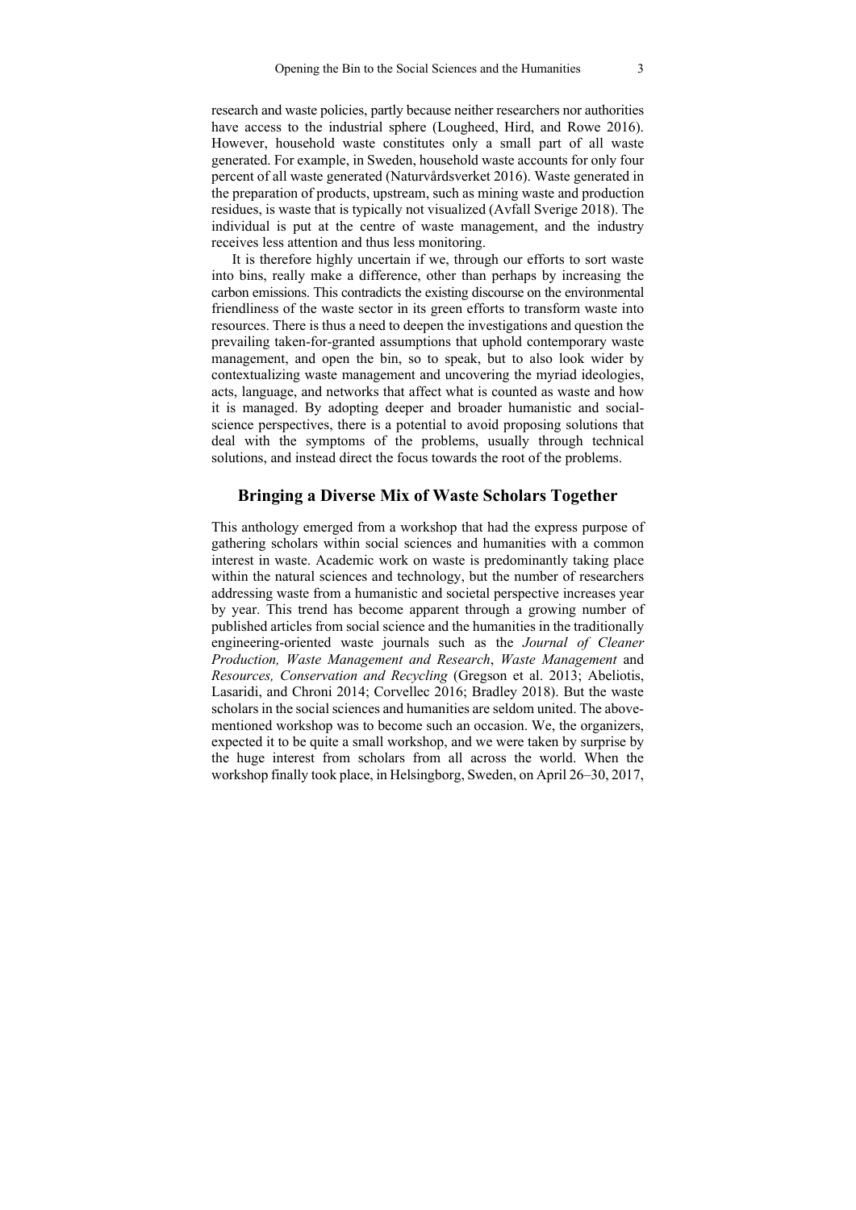research and waste policies, partly because neither researchers nor authorities have access to the industrial sphere (Lougheed, Hird, and Rowe 2016). However, household waste constitutes only a small part of all waste generated. For example, in Sweden, household waste accounts for only four percent of all waste generated (Naturvårdsverket 2016). Waste generated in the preparation of products, upstream, such as mining waste and production residues, is waste that is typically not visualized (Avfall Sverige 2018). The individual is put at the centre of waste management, and the industry receives less attention and thus less monitoring.

It is therefore highly uncertain if we, through our efforts to sort waste into bins, really make a difference, other than perhaps by increasing the carbon emissions. This contradicts the existing discourse on the environmental friendliness of the waste sector in its green efforts to transform waste into resources. There is thus a need to deepen the investigations and question the prevailing taken-for-granted assumptions that uphold contemporary waste management, and open the bin, so to speak, but to also look wider by contextualizing waste management and uncovering the myriad ideologies, acts, language, and networks that affect what is counted as waste and how it is managed. By adopting deeper and broader humanistic and social-science perspectives, there is a potential to avoid proposing solutions that deal with the symptoms of the problems, usually through technical solutions, and instead direct the focus towards the root of the problems.

## Bringing a Diverse Mix of Waste Scholars Together

This anthology emerged from a workshop that had the express purpose of gathering scholars within social sciences and humanities with a common interest in waste. Academic work on waste is predominantly taking place within the natural sciences and technology, but the number of researchers addressing waste from a humanistic and societal perspective increases year by year. This trend has become apparent through a growing number of published articles from social science and the humanities in the traditionally engineering-oriented waste journals such as the *Journal of Cleaner Production, Waste Management and Research*, *Waste Management* and *Resources, Conservation and Recycling* (Gregson et al. 2013; Abeliotis, Lasaridi, and Chroni 2014; Corvellec 2016; Bradley 2018). But the waste scholars in the social sciences and humanities are seldom united. The above-mentioned workshop was to become such an occasion. We, the organizers, expected it to be quite a small workshop, and we were taken by surprise by the huge interest from scholars from all across the world. When the workshop finally took place, in Helsingborg, Sweden, on April 26–30, 2017,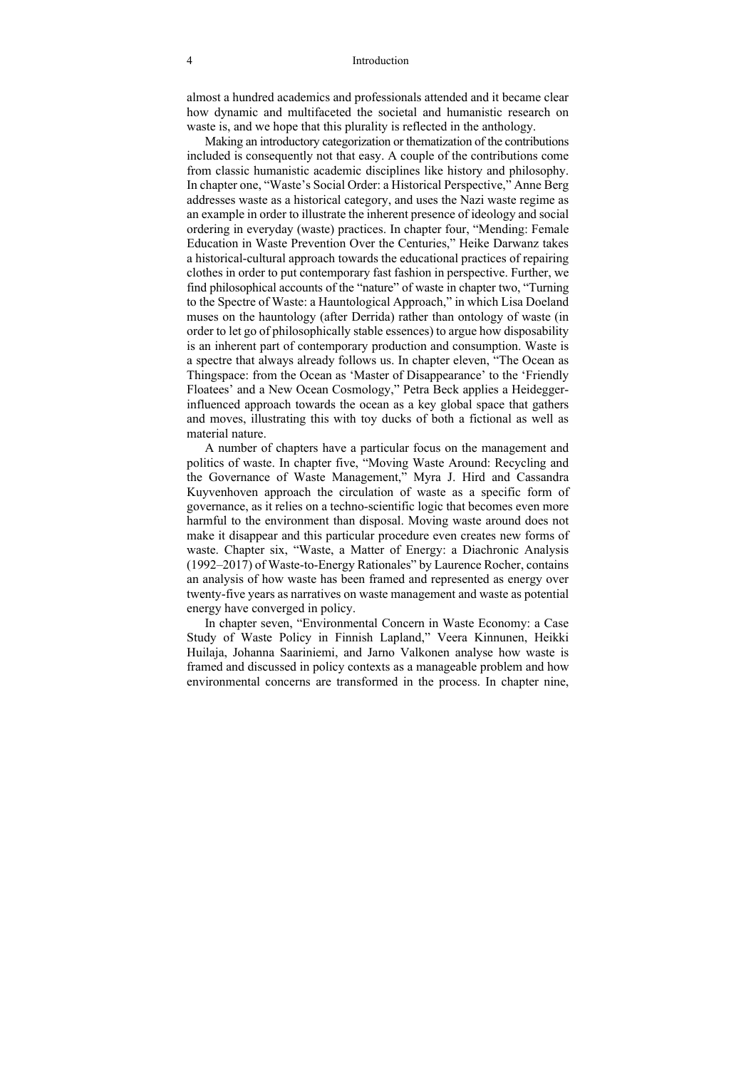almost a hundred academics and professionals attended and it became clear how dynamic and multifaceted the societal and humanistic research on waste is, and we hope that this plurality is reflected in the anthology.

Making an introductory categorization or thematization of the contributions included is consequently not that easy. A couple of the contributions come from classic humanistic academic disciplines like history and philosophy. In chapter one, "Waste's Social Order: a Historical Perspective," Anne Berg addresses waste as a historical category, and uses the Nazi waste regime as an example in order to illustrate the inherent presence of ideology and social ordering in everyday (waste) practices. In chapter four, "Mending: Female Education in Waste Prevention Over the Centuries," Heike Darwanz takes a historical-cultural approach towards the educational practices of repairing clothes in order to put contemporary fast fashion in perspective. Further, we find philosophical accounts of the "nature" of waste in chapter two, "Turning to the Spectre of Waste: a Hauntological Approach," in which Lisa Doeland muses on the hauntology (after Derrida) rather than ontology of waste (in order to let go of philosophically stable essences) to argue how disposability is an inherent part of contemporary production and consumption. Waste is a spectre that always already follows us. In chapter eleven, "The Ocean as Thingspace: from the Ocean as 'Master of Disappearance' to the 'Friendly Floatees' and a New Ocean Cosmology," Petra Beck applies a Heidegger-influenced approach towards the ocean as a key global space that gathers and moves, illustrating this with toy ducks of both a fictional as well as material nature.

A number of chapters have a particular focus on the management and politics of waste. In chapter five, "Moving Waste Around: Recycling and the Governance of Waste Management," Myra J. Hird and Cassandra Kuyvenhoven approach the circulation of waste as a specific form of governance, as it relies on a techno-scientific logic that becomes even more harmful to the environment than disposal. Moving waste around does not make it disappear and this particular procedure even creates new forms of waste. Chapter six, "Waste, a Matter of Energy: a Diachronic Analysis (1992–2017) of Waste-to-Energy Rationales" by Laurence Rocher, contains an analysis of how waste has been framed and represented as energy over twenty-five years as narratives on waste management and waste as potential energy have converged in policy.

In chapter seven, "Environmental Concern in Waste Economy: a Case Study of Waste Policy in Finnish Lapland," Veera Kinnunen, Heikki Huilaja, Johanna Saariniemi, and Jarno Valkonen analyse how waste is framed and discussed in policy contexts as a manageable problem and how environmental concerns are transformed in the process. In chapter nine,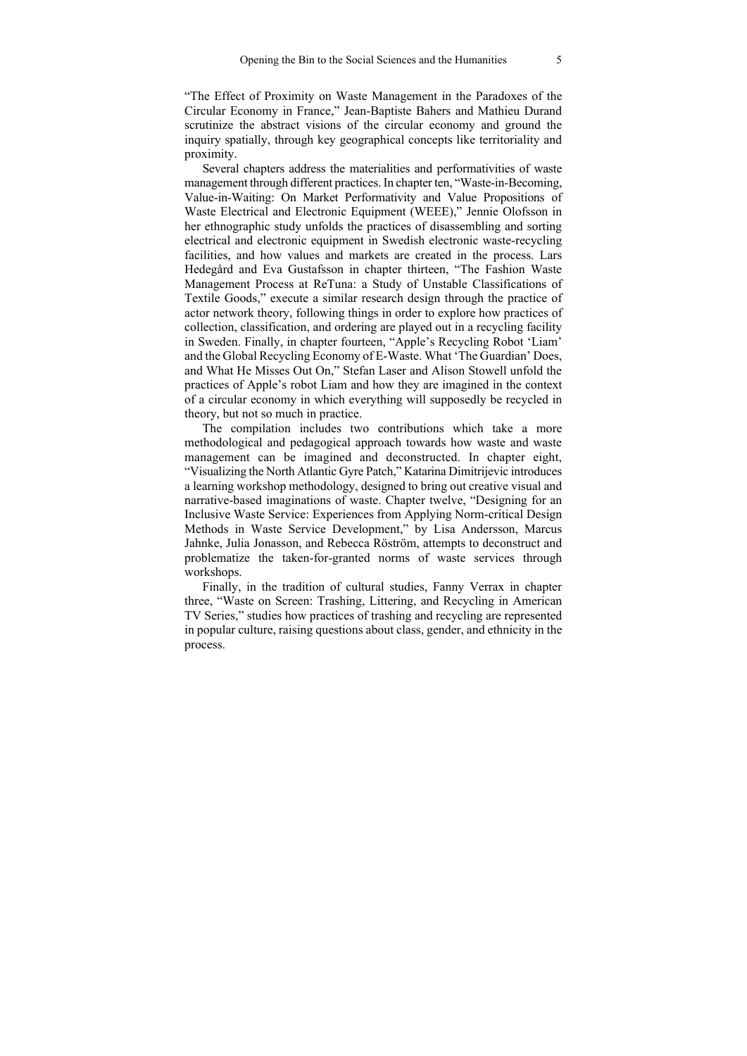"The Effect of Proximity on Waste Management in the Paradoxes of the Circular Economy in France," Jean-Baptiste Bahers and Mathieu Durand scrutinize the abstract visions of the circular economy and ground the inquiry spatially, through key geographical concepts like territoriality and proximity.

Several chapters address the materialities and performativities of waste management through different practices. In chapter ten, "Waste-in-Becoming, Value-in-Waiting: On Market Performativity and Value Propositions of Waste Electrical and Electronic Equipment (WEEE)," Jennie Olofsson in her ethnographic study unfolds the practices of disassembling and sorting electrical and electronic equipment in Swedish electronic waste-recycling facilities, and how values and markets are created in the process. Lars Hedegård and Eva Gustafsson in chapter thirteen, "The Fashion Waste Management Process at ReTuna: a Study of Unstable Classifications of Textile Goods," execute a similar research design through the practice of actor network theory, following things in order to explore how practices of collection, classification, and ordering are played out in a recycling facility in Sweden. Finally, in chapter fourteen, "Apple's Recycling Robot 'Liam' and the Global Recycling Economy of E-Waste. What 'The Guardian' Does, and What He Misses Out On," Stefan Laser and Alison Stowell unfold the practices of Apple's robot Liam and how they are imagined in the context of a circular economy in which everything will supposedly be recycled in theory, but not so much in practice.

The compilation includes two contributions which take a more methodological and pedagogical approach towards how waste and waste management can be imagined and deconstructed. In chapter eight, "Visualizing the North Atlantic Gyre Patch," Katarina Dimitrijevic introduces a learning workshop methodology, designed to bring out creative visual and narrative-based imaginations of waste. Chapter twelve, "Designing for an Inclusive Waste Service: Experiences from Applying Norm-critical Design Methods in Waste Service Development," by Lisa Andersson, Marcus Jahnke, Julia Jonasson, and Rebecca Röström, attempts to deconstruct and problematize the taken-for-granted norms of waste services through workshops.

Finally, in the tradition of cultural studies, Fanny Verrax in chapter three, "Waste on Screen: Trashing, Littering, and Recycling in American TV Series," studies how practices of trashing and recycling are represented in popular culture, raising questions about class, gender, and ethnicity in the process.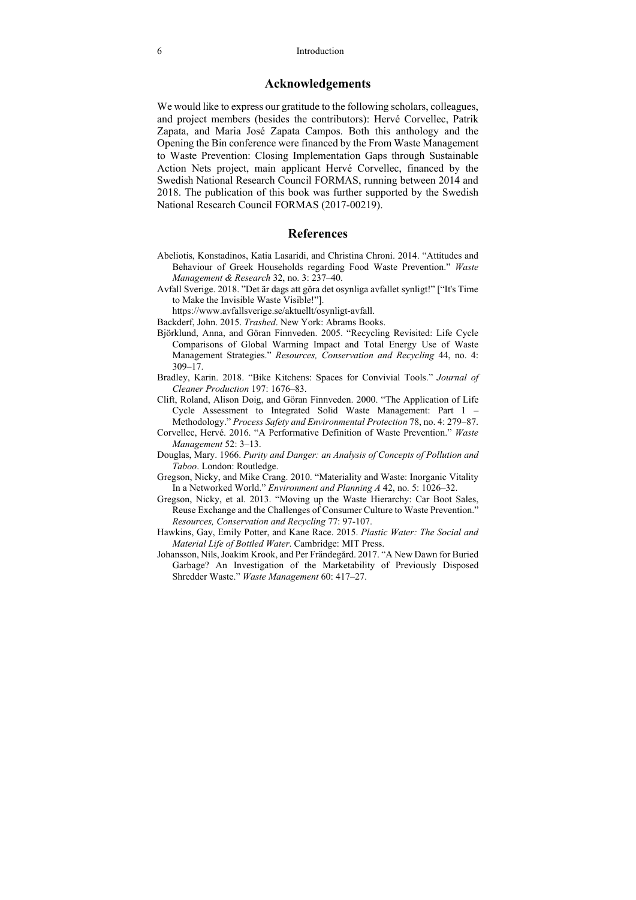## Acknowledgements

We would like to express our gratitude to the following scholars, colleagues, and project members (besides the contributors): Hervé Corvellec, Patrik Zapata, and Maria José Zapata Campos. Both this anthology and the Opening the Bin conference were financed by the From Waste Management to Waste Prevention: Closing Implementation Gaps through Sustainable Action Nets project, main applicant Hervé Corvellec, financed by the Swedish National Research Council FORMAS, running between 2014 and 2018. The publication of this book was further supported by the Swedish National Research Council FORMAS (2017-00219).

## References

Abeliotis, Konstadinos, Katia Lasaridi, and Christina Chroni. 2014. "Attitudes and Behaviour of Greek Households regarding Food Waste Prevention." *Waste Management & Research* 32, no. 3: 237–40.

Avfall Sverige. 2018. "Det är dags att göra det osynliga avfallet synligt!" ["It's Time to Make the Invisible Waste Visible!"]. https://www.avfallsverige.se/aktuellt/osynligt-avfall.

Backderf, John. 2015. *Trashed*. New York: Abrams Books.

Björklund, Anna, and Göran Finnveden. 2005. "Recycling Revisited: Life Cycle Comparisons of Global Warming Impact and Total Energy Use of Waste Management Strategies." *Resources, Conservation and Recycling* 44, no. 4: 309–17.

Bradley, Karin. 2018. "Bike Kitchens: Spaces for Convivial Tools." *Journal of Cleaner Production* 197: 1676–83.

Clift, Roland, Alison Doig, and Göran Finnveden. 2000. "The Application of Life Cycle Assessment to Integrated Solid Waste Management: Part 1 – Methodology." *Process Safety and Environmental Protection* 78, no. 4: 279–87.

Corvellec, Hervé. 2016. "A Performative Definition of Waste Prevention." *Waste Management* 52: 3–13.

Douglas, Mary. 1966. *Purity and Danger: an Analysis of Concepts of Pollution and Taboo*. London: Routledge.

Gregson, Nicky, and Mike Crang. 2010. "Materiality and Waste: Inorganic Vitality In a Networked World." *Environment and Planning A* 42, no. 5: 1026–32.

Gregson, Nicky, et al. 2013. "Moving up the Waste Hierarchy: Car Boot Sales, Reuse Exchange and the Challenges of Consumer Culture to Waste Prevention." *Resources, Conservation and Recycling* 77: 97-107.

Hawkins, Gay, Emily Potter, and Kane Race. 2015. *Plastic Water: The Social and Material Life of Bottled Water*. Cambridge: MIT Press.

Johansson, Nils, Joakim Krook, and Per Frändegård. 2017. "A New Dawn for Buried Garbage? An Investigation of the Marketability of Previously Disposed Shredder Waste." *Waste Management* 60: 417–27.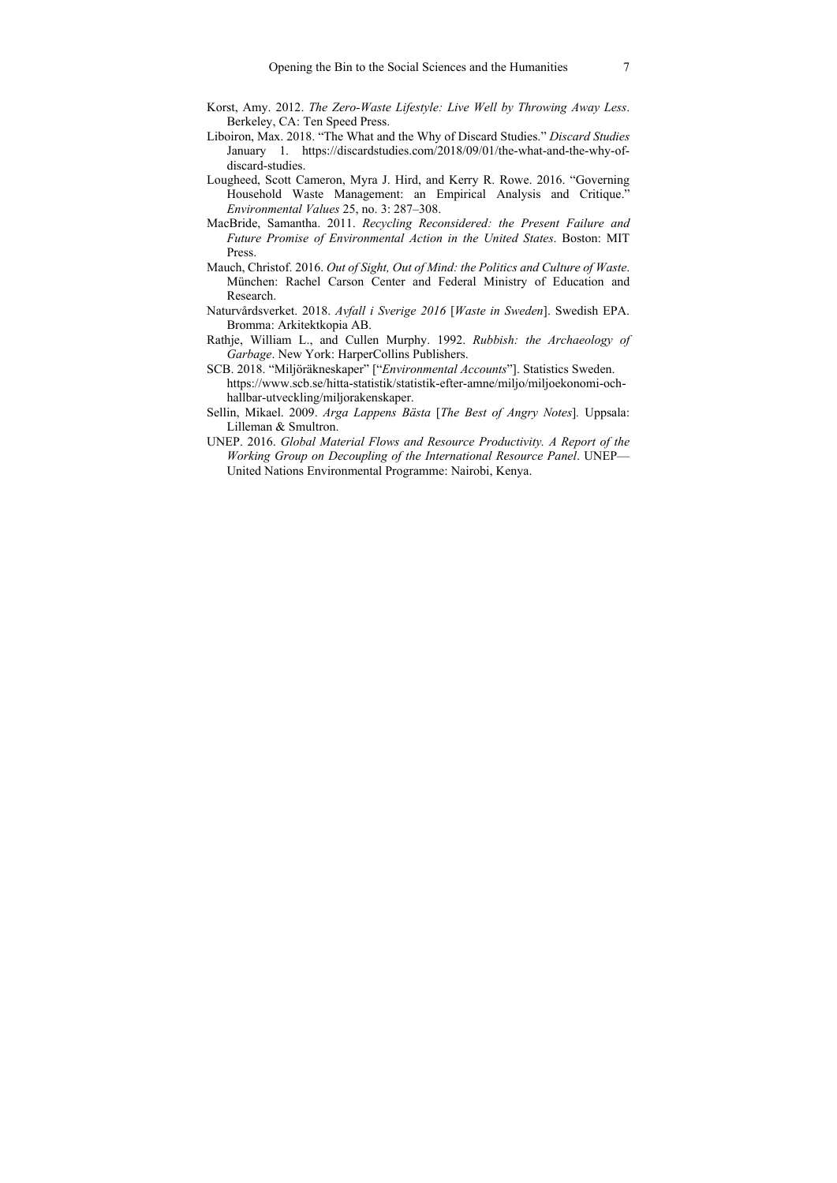Korst, Amy. 2012. *The Zero-Waste Lifestyle: Live Well by Throwing Away Less*. Berkeley, CA: Ten Speed Press.

Liboiron, Max. 2018. "The What and the Why of Discard Studies." *Discard Studies* January 1. https://discardstudies.com/2018/09/01/the-what-and-the-why-of-discard-studies.

Lougheed, Scott Cameron, Myra J. Hird, and Kerry R. Rowe. 2016. "Governing Household Waste Management: an Empirical Analysis and Critique." *Environmental Values* 25, no. 3: 287–308.

MacBride, Samantha. 2011. *Recycling Reconsidered: the Present Failure and Future Promise of Environmental Action in the United States*. Boston: MIT Press.

Mauch, Christof. 2016. *Out of Sight, Out of Mind: the Politics and Culture of Waste*. München: Rachel Carson Center and Federal Ministry of Education and Research.

Naturvårdsverket. 2018. *Avfall i Sverige 2016* [*Waste in Sweden*]. Swedish EPA. Bromma: Arkitektkopia AB.

Rathje, William L., and Cullen Murphy. 1992. *Rubbish: the Archaeology of Garbage*. New York: HarperCollins Publishers.

SCB. 2018. "Miljöräkneskaper" ["*Environmental Accounts*"]. Statistics Sweden. https://www.scb.se/hitta-statistik/statistik-efter-amne/miljo/miljoekonomi-och-hallbar-utveckling/miljorakenskaper.

Sellin, Mikael. 2009. *Arga Lappens Bästa* [*The Best of Angry Notes*]. Uppsala: Lilleman & Smultron.

UNEP. 2016. *Global Material Flows and Resource Productivity. A Report of the Working Group on Decoupling of the International Resource Panel*. UNEP—United Nations Environmental Programme: Nairobi, Kenya.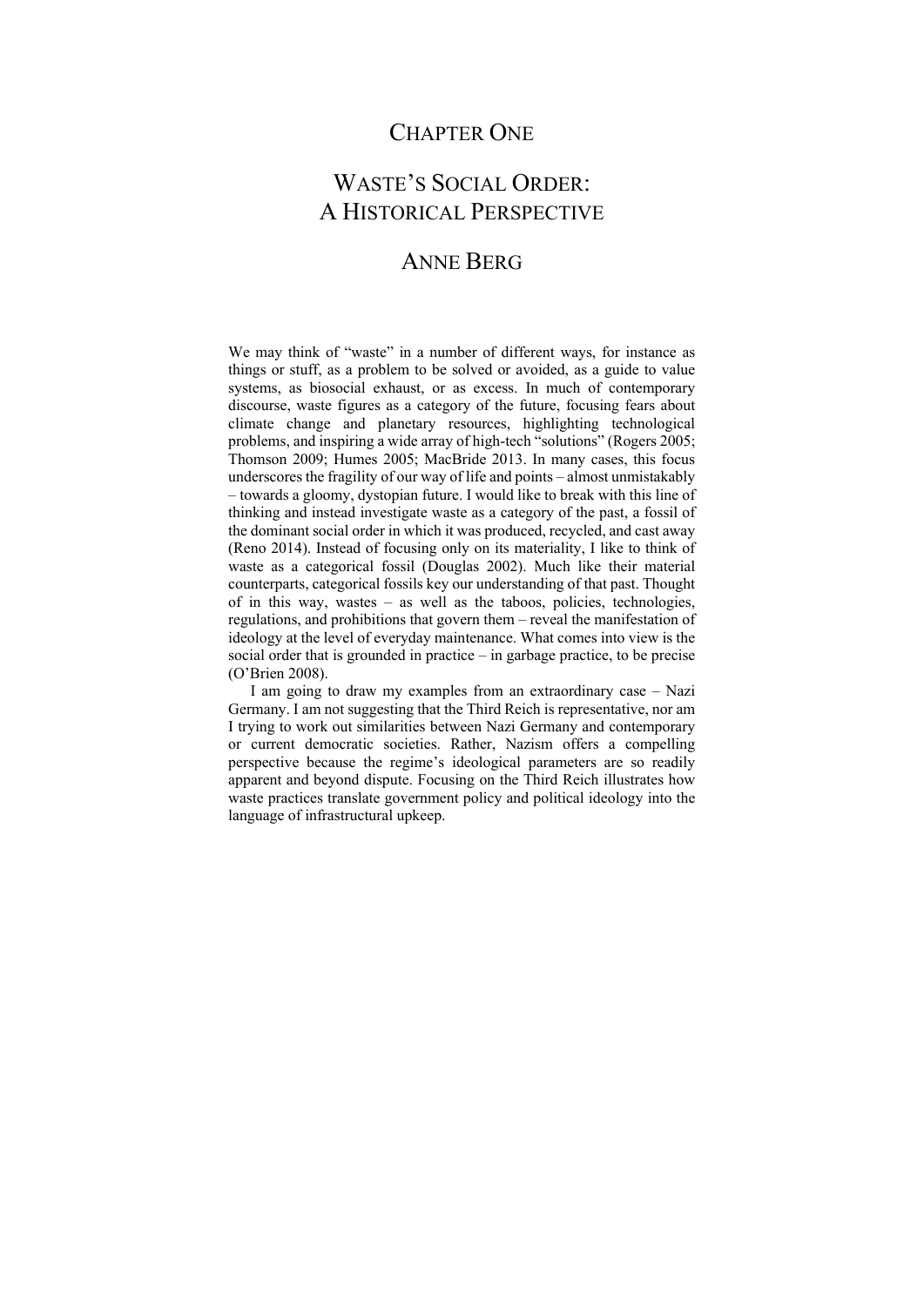# CHAPTER ONE

# WASTE'S SOCIAL ORDER: A HISTORICAL PERSPECTIVE

## ANNE BERG

We may think of "waste" in a number of different ways, for instance as things or stuff, as a problem to be solved or avoided, as a guide to value systems, as biosocial exhaust, or as excess. In much of contemporary discourse, waste figures as a category of the future, focusing fears about climate change and planetary resources, highlighting technological problems, and inspiring a wide array of high-tech "solutions" (Rogers 2005; Thomson 2009; Humes 2005; MacBride 2013. In many cases, this focus underscores the fragility of our way of life and points – almost unmistakably – towards a gloomy, dystopian future. I would like to break with this line of thinking and instead investigate waste as a category of the past, a fossil of the dominant social order in which it was produced, recycled, and cast away (Reno 2014). Instead of focusing only on its materiality, I like to think of waste as a categorical fossil (Douglas 2002). Much like their material counterparts, categorical fossils key our understanding of that past. Thought of in this way, wastes – as well as the taboos, policies, technologies, regulations, and prohibitions that govern them – reveal the manifestation of ideology at the level of everyday maintenance. What comes into view is the social order that is grounded in practice – in garbage practice, to be precise (O'Brien 2008).

I am going to draw my examples from an extraordinary case – Nazi Germany. I am not suggesting that the Third Reich is representative, nor am I trying to work out similarities between Nazi Germany and contemporary or current democratic societies. Rather, Nazism offers a compelling perspective because the regime's ideological parameters are so readily apparent and beyond dispute. Focusing on the Third Reich illustrates how waste practices translate government policy and political ideology into the language of infrastructural upkeep.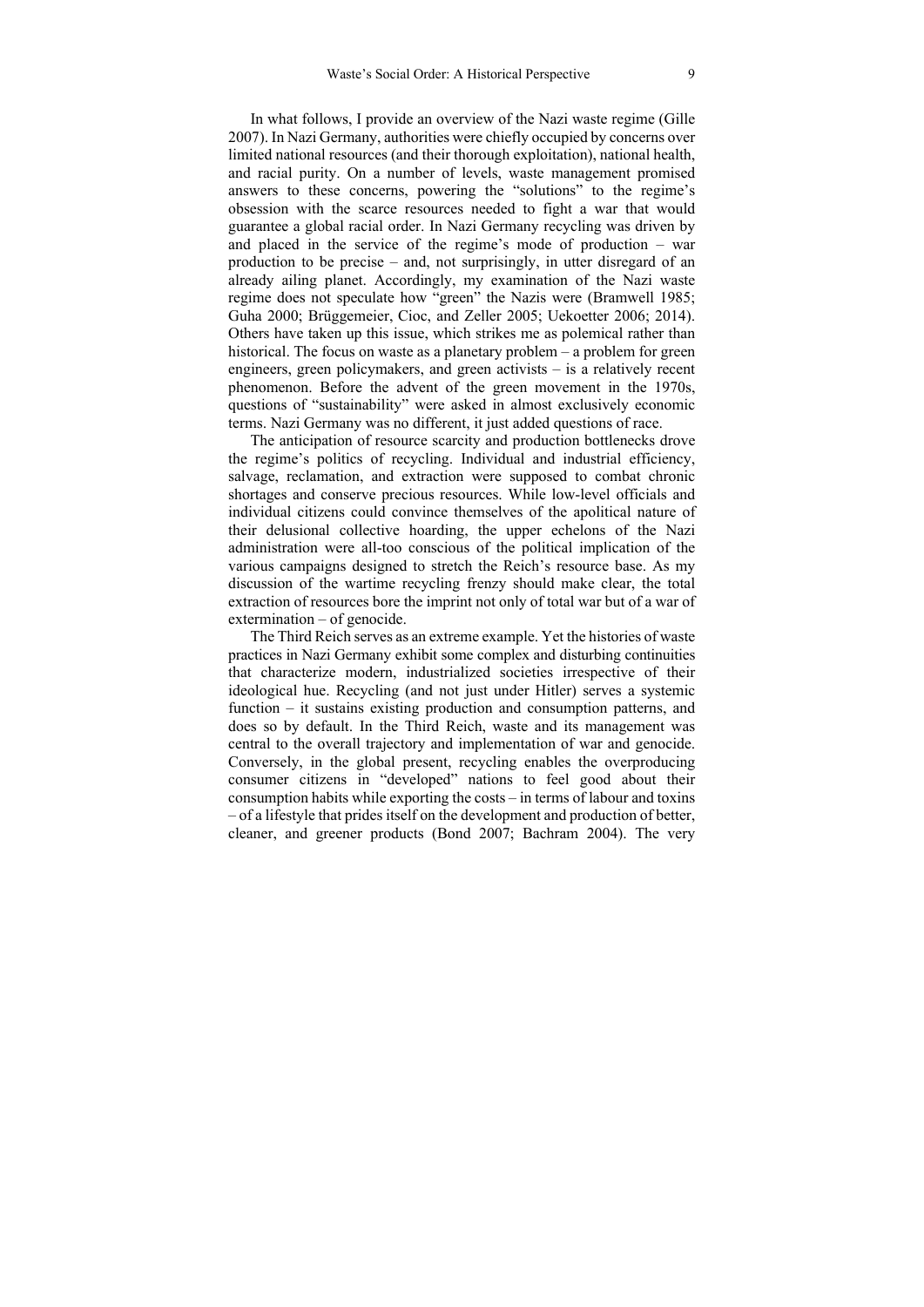In what follows, I provide an overview of the Nazi waste regime (Gille 2007). In Nazi Germany, authorities were chiefly occupied by concerns over limited national resources (and their thorough exploitation), national health, and racial purity. On a number of levels, waste management promised answers to these concerns, powering the "solutions" to the regime's obsession with the scarce resources needed to fight a war that would guarantee a global racial order. In Nazi Germany recycling was driven by and placed in the service of the regime's mode of production – war production to be precise – and, not surprisingly, in utter disregard of an already ailing planet. Accordingly, my examination of the Nazi waste regime does not speculate how "green" the Nazis were (Bramwell 1985; Guha 2000; Brüggemeier, Cioc, and Zeller 2005; Uekoetter 2006; 2014). Others have taken up this issue, which strikes me as polemical rather than historical. The focus on waste as a planetary problem – a problem for green engineers, green policymakers, and green activists – is a relatively recent phenomenon. Before the advent of the green movement in the 1970s, questions of "sustainability" were asked in almost exclusively economic terms. Nazi Germany was no different, it just added questions of race.

The anticipation of resource scarcity and production bottlenecks drove the regime's politics of recycling. Individual and industrial efficiency, salvage, reclamation, and extraction were supposed to combat chronic shortages and conserve precious resources. While low-level officials and individual citizens could convince themselves of the apolitical nature of their delusional collective hoarding, the upper echelons of the Nazi administration were all-too conscious of the political implication of the various campaigns designed to stretch the Reich's resource base. As my discussion of the wartime recycling frenzy should make clear, the total extraction of resources bore the imprint not only of total war but of a war of extermination – of genocide.

The Third Reich serves as an extreme example. Yet the histories of waste practices in Nazi Germany exhibit some complex and disturbing continuities that characterize modern, industrialized societies irrespective of their ideological hue. Recycling (and not just under Hitler) serves a systemic function – it sustains existing production and consumption patterns, and does so by default. In the Third Reich, waste and its management was central to the overall trajectory and implementation of war and genocide. Conversely, in the global present, recycling enables the overproducing consumer citizens in "developed" nations to feel good about their consumption habits while exporting the costs – in terms of labour and toxins – of a lifestyle that prides itself on the development and production of better, cleaner, and greener products (Bond 2007; Bachram 2004). The very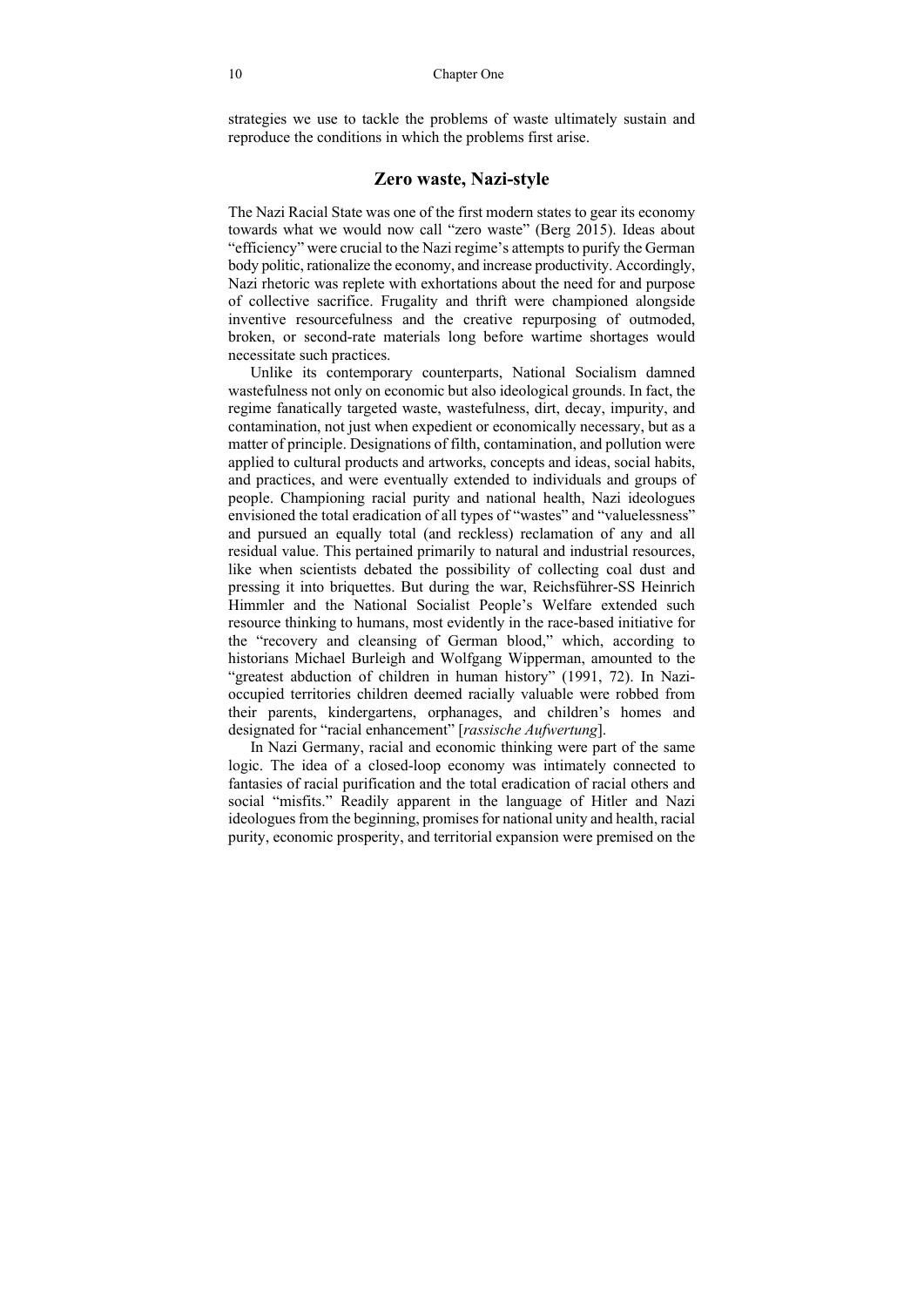strategies we use to tackle the problems of waste ultimately sustain and reproduce the conditions in which the problems first arise.

## Zero waste, Nazi-style

The Nazi Racial State was one of the first modern states to gear its economy towards what we would now call "zero waste" (Berg 2015). Ideas about "efficiency" were crucial to the Nazi regime's attempts to purify the German body politic, rationalize the economy, and increase productivity. Accordingly, Nazi rhetoric was replete with exhortations about the need for and purpose of collective sacrifice. Frugality and thrift were championed alongside inventive resourcefulness and the creative repurposing of outmoded, broken, or second-rate materials long before wartime shortages would necessitate such practices.

Unlike its contemporary counterparts, National Socialism damned wastefulness not only on economic but also ideological grounds. In fact, the regime fanatically targeted waste, wastefulness, dirt, decay, impurity, and contamination, not just when expedient or economically necessary, but as a matter of principle. Designations of filth, contamination, and pollution were applied to cultural products and artworks, concepts and ideas, social habits, and practices, and were eventually extended to individuals and groups of people. Championing racial purity and national health, Nazi ideologues envisioned the total eradication of all types of "wastes" and "valuelessness" and pursued an equally total (and reckless) reclamation of any and all residual value. This pertained primarily to natural and industrial resources, like when scientists debated the possibility of collecting coal dust and pressing it into briquettes. But during the war, Reichsführer-SS Heinrich Himmler and the National Socialist People's Welfare extended such resource thinking to humans, most evidently in the race-based initiative for the "recovery and cleansing of German blood," which, according to historians Michael Burleigh and Wolfgang Wipperman, amounted to the "greatest abduction of children in human history" (1991, 72). In Nazi-occupied territories children deemed racially valuable were robbed from their parents, kindergartens, orphanages, and children's homes and designated for "racial enhancement" [*rassische Aufwertung*].

In Nazi Germany, racial and economic thinking were part of the same logic. The idea of a closed-loop economy was intimately connected to fantasies of racial purification and the total eradication of racial others and social "misfits." Readily apparent in the language of Hitler and Nazi ideologues from the beginning, promises for national unity and health, racial purity, economic prosperity, and territorial expansion were premised on the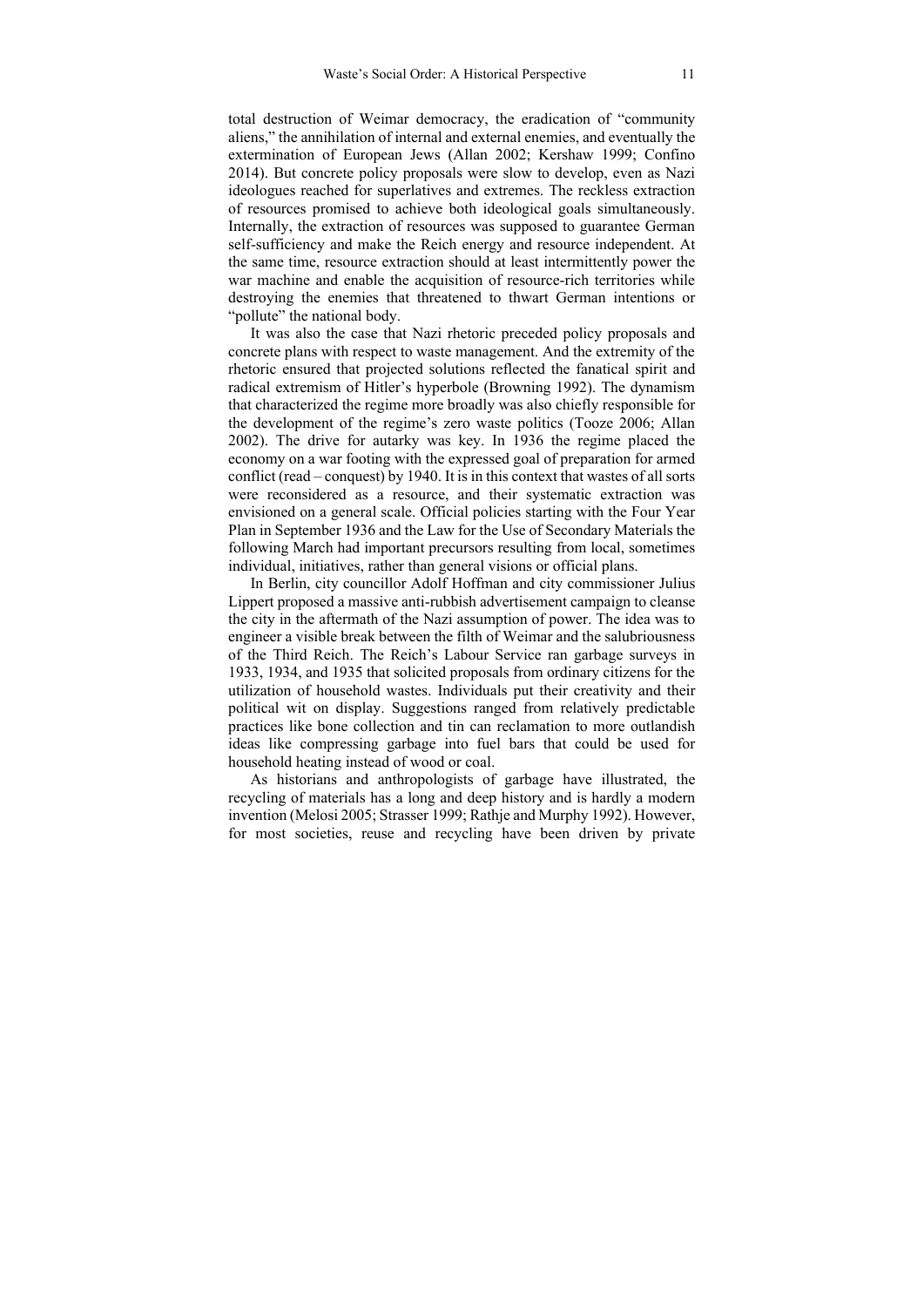total destruction of Weimar democracy, the eradication of "community aliens," the annihilation of internal and external enemies, and eventually the extermination of European Jews (Allan 2002; Kershaw 1999; Confino 2014). But concrete policy proposals were slow to develop, even as Nazi ideologues reached for superlatives and extremes. The reckless extraction of resources promised to achieve both ideological goals simultaneously. Internally, the extraction of resources was supposed to guarantee German self-sufficiency and make the Reich energy and resource independent. At the same time, resource extraction should at least intermittently power the war machine and enable the acquisition of resource-rich territories while destroying the enemies that threatened to thwart German intentions or "pollute" the national body.

It was also the case that Nazi rhetoric preceded policy proposals and concrete plans with respect to waste management. And the extremity of the rhetoric ensured that projected solutions reflected the fanatical spirit and radical extremism of Hitler's hyperbole (Browning 1992). The dynamism that characterized the regime more broadly was also chiefly responsible for the development of the regime's zero waste politics (Tooze 2006; Allan 2002). The drive for autarky was key. In 1936 the regime placed the economy on a war footing with the expressed goal of preparation for armed conflict (read – conquest) by 1940. It is in this context that wastes of all sorts were reconsidered as a resource, and their systematic extraction was envisioned on a general scale. Official policies starting with the Four Year Plan in September 1936 and the Law for the Use of Secondary Materials the following March had important precursors resulting from local, sometimes individual, initiatives, rather than general visions or official plans.

In Berlin, city councillor Adolf Hoffman and city commissioner Julius Lippert proposed a massive anti-rubbish advertisement campaign to cleanse the city in the aftermath of the Nazi assumption of power. The idea was to engineer a visible break between the filth of Weimar and the salubriousness of the Third Reich. The Reich's Labour Service ran garbage surveys in 1933, 1934, and 1935 that solicited proposals from ordinary citizens for the utilization of household wastes. Individuals put their creativity and their political wit on display. Suggestions ranged from relatively predictable practices like bone collection and tin can reclamation to more outlandish ideas like compressing garbage into fuel bars that could be used for household heating instead of wood or coal.

As historians and anthropologists of garbage have illustrated, the recycling of materials has a long and deep history and is hardly a modern invention (Melosi 2005; Strasser 1999; Rathje and Murphy 1992). However, for most societies, reuse and recycling have been driven by private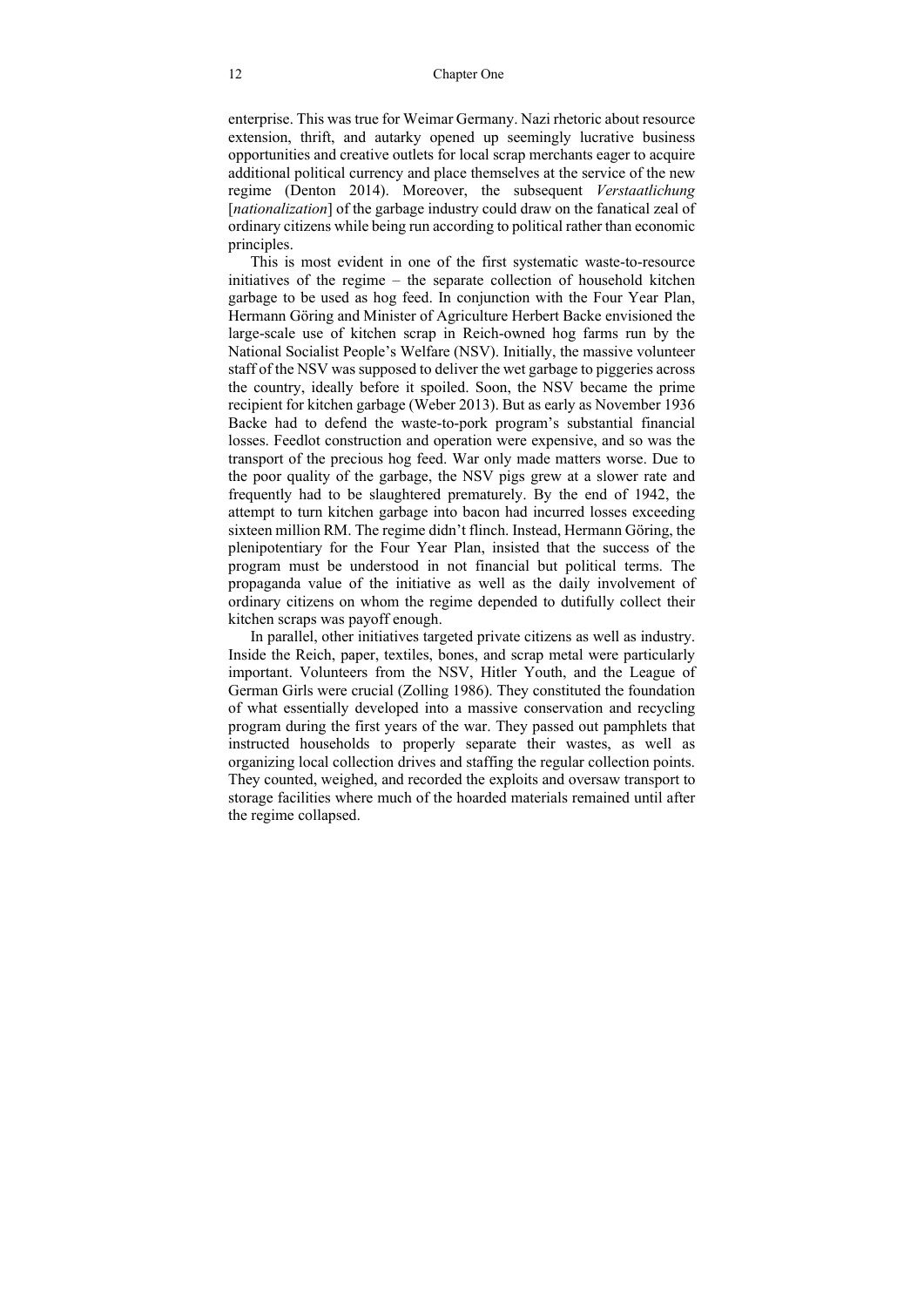enterprise. This was true for Weimar Germany. Nazi rhetoric about resource extension, thrift, and autarky opened up seemingly lucrative business opportunities and creative outlets for local scrap merchants eager to acquire additional political currency and place themselves at the service of the new regime (Denton 2014). Moreover, the subsequent *Verstaatlichung* [*nationalization*] of the garbage industry could draw on the fanatical zeal of ordinary citizens while being run according to political rather than economic principles.

This is most evident in one of the first systematic waste-to-resource initiatives of the regime – the separate collection of household kitchen garbage to be used as hog feed. In conjunction with the Four Year Plan, Hermann Göring and Minister of Agriculture Herbert Backe envisioned the large-scale use of kitchen scrap in Reich-owned hog farms run by the National Socialist People's Welfare (NSV). Initially, the massive volunteer staff of the NSV was supposed to deliver the wet garbage to piggeries across the country, ideally before it spoiled. Soon, the NSV became the prime recipient for kitchen garbage (Weber 2013). But as early as November 1936 Backe had to defend the waste-to-pork program's substantial financial losses. Feedlot construction and operation were expensive, and so was the transport of the precious hog feed. War only made matters worse. Due to the poor quality of the garbage, the NSV pigs grew at a slower rate and frequently had to be slaughtered prematurely. By the end of 1942, the attempt to turn kitchen garbage into bacon had incurred losses exceeding sixteen million RM. The regime didn't flinch. Instead, Hermann Göring, the plenipotentiary for the Four Year Plan, insisted that the success of the program must be understood in not financial but political terms. The propaganda value of the initiative as well as the daily involvement of ordinary citizens on whom the regime depended to dutifully collect their kitchen scraps was payoff enough.

In parallel, other initiatives targeted private citizens as well as industry. Inside the Reich, paper, textiles, bones, and scrap metal were particularly important. Volunteers from the NSV, Hitler Youth, and the League of German Girls were crucial (Zolling 1986). They constituted the foundation of what essentially developed into a massive conservation and recycling program during the first years of the war. They passed out pamphlets that instructed households to properly separate their wastes, as well as organizing local collection drives and staffing the regular collection points. They counted, weighed, and recorded the exploits and oversaw transport to storage facilities where much of the hoarded materials remained until after the regime collapsed.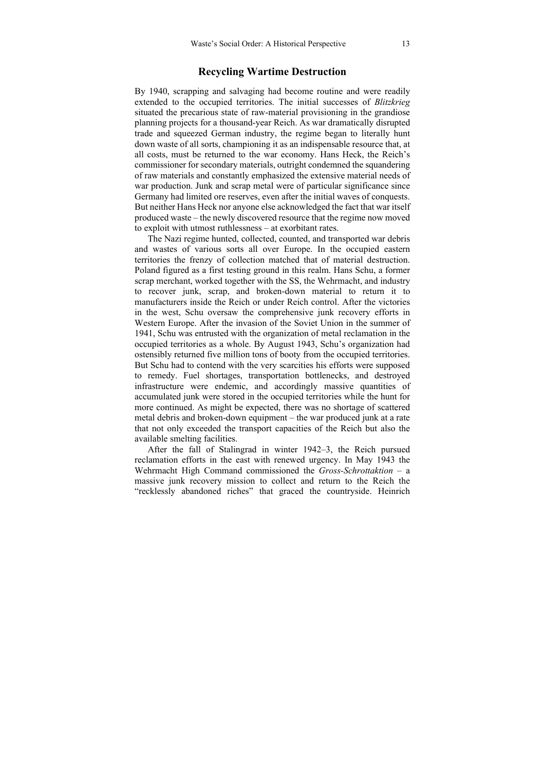## Recycling Wartime Destruction

By 1940, scrapping and salvaging had become routine and were readily extended to the occupied territories. The initial successes of *Blitzkrieg* situated the precarious state of raw-material provisioning in the grandiose planning projects for a thousand-year Reich. As war dramatically disrupted trade and squeezed German industry, the regime began to literally hunt down waste of all sorts, championing it as an indispensable resource that, at all costs, must be returned to the war economy. Hans Heck, the Reich's commissioner for secondary materials, outright condemned the squandering of raw materials and constantly emphasized the extensive material needs of war production. Junk and scrap metal were of particular significance since Germany had limited ore reserves, even after the initial waves of conquests. But neither Hans Heck nor anyone else acknowledged the fact that war itself produced waste – the newly discovered resource that the regime now moved to exploit with utmost ruthlessness – at exorbitant rates.

The Nazi regime hunted, collected, counted, and transported war debris and wastes of various sorts all over Europe. In the occupied eastern territories the frenzy of collection matched that of material destruction. Poland figured as a first testing ground in this realm. Hans Schu, a former scrap merchant, worked together with the SS, the Wehrmacht, and industry to recover junk, scrap, and broken-down material to return it to manufacturers inside the Reich or under Reich control. After the victories in the west, Schu oversaw the comprehensive junk recovery efforts in Western Europe. After the invasion of the Soviet Union in the summer of 1941, Schu was entrusted with the organization of metal reclamation in the occupied territories as a whole. By August 1943, Schu's organization had ostensibly returned five million tons of booty from the occupied territories. But Schu had to contend with the very scarcities his efforts were supposed to remedy. Fuel shortages, transportation bottlenecks, and destroyed infrastructure were endemic, and accordingly massive quantities of accumulated junk were stored in the occupied territories while the hunt for more continued. As might be expected, there was no shortage of scattered metal debris and broken-down equipment – the war produced junk at a rate that not only exceeded the transport capacities of the Reich but also the available smelting facilities.

After the fall of Stalingrad in winter 1942–3, the Reich pursued reclamation efforts in the east with renewed urgency. In May 1943 the Wehrmacht High Command commissioned the *Gross-Schrottaktion* – a massive junk recovery mission to collect and return to the Reich the "recklessly abandoned riches" that graced the countryside. Heinrich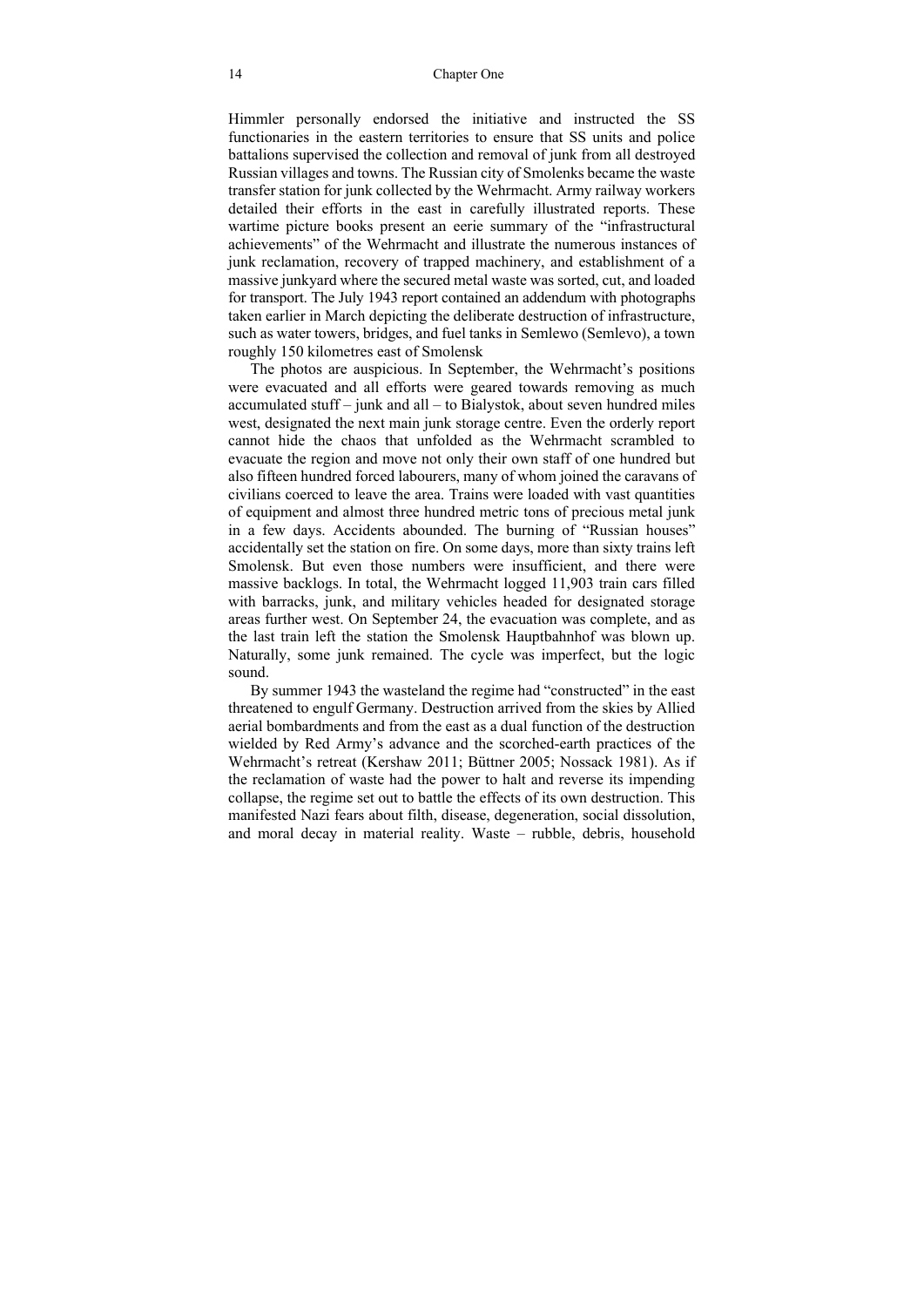Himmler personally endorsed the initiative and instructed the SS functionaries in the eastern territories to ensure that SS units and police battalions supervised the collection and removal of junk from all destroyed Russian villages and towns. The Russian city of Smolenks became the waste transfer station for junk collected by the Wehrmacht. Army railway workers detailed their efforts in the east in carefully illustrated reports. These wartime picture books present an eerie summary of the "infrastructural achievements" of the Wehrmacht and illustrate the numerous instances of junk reclamation, recovery of trapped machinery, and establishment of a massive junkyard where the secured metal waste was sorted, cut, and loaded for transport. The July 1943 report contained an addendum with photographs taken earlier in March depicting the deliberate destruction of infrastructure, such as water towers, bridges, and fuel tanks in Semlewo (Semlevo), a town roughly 150 kilometres east of Smolensk

The photos are auspicious. In September, the Wehrmacht's positions were evacuated and all efforts were geared towards removing as much accumulated stuff – junk and all – to Bialystok, about seven hundred miles west, designated the next main junk storage centre. Even the orderly report cannot hide the chaos that unfolded as the Wehrmacht scrambled to evacuate the region and move not only their own staff of one hundred but also fifteen hundred forced labourers, many of whom joined the caravans of civilians coerced to leave the area. Trains were loaded with vast quantities of equipment and almost three hundred metric tons of precious metal junk in a few days. Accidents abounded. The burning of "Russian houses" accidentally set the station on fire. On some days, more than sixty trains left Smolensk. But even those numbers were insufficient, and there were massive backlogs. In total, the Wehrmacht logged 11,903 train cars filled with barracks, junk, and military vehicles headed for designated storage areas further west. On September 24, the evacuation was complete, and as the last train left the station the Smolensk Hauptbahnhof was blown up. Naturally, some junk remained. The cycle was imperfect, but the logic sound.

By summer 1943 the wasteland the regime had "constructed" in the east threatened to engulf Germany. Destruction arrived from the skies by Allied aerial bombardments and from the east as a dual function of the destruction wielded by Red Army's advance and the scorched-earth practices of the Wehrmacht's retreat (Kershaw 2011; Büttner 2005; Nossack 1981). As if the reclamation of waste had the power to halt and reverse its impending collapse, the regime set out to battle the effects of its own destruction. This manifested Nazi fears about filth, disease, degeneration, social dissolution, and moral decay in material reality. Waste – rubble, debris, household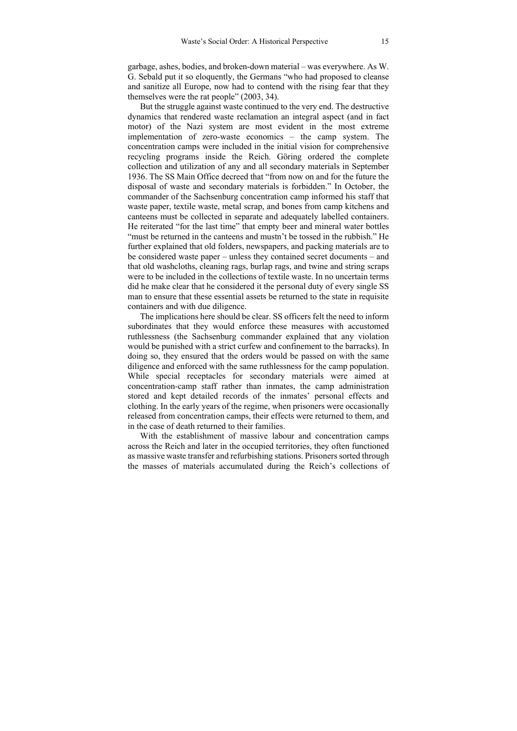garbage, ashes, bodies, and broken-down material – was everywhere. As W. G. Sebald put it so eloquently, the Germans "who had proposed to cleanse and sanitize all Europe, now had to contend with the rising fear that they themselves were the rat people" (2003, 34).

But the struggle against waste continued to the very end. The destructive dynamics that rendered waste reclamation an integral aspect (and in fact motor) of the Nazi system are most evident in the most extreme implementation of zero-waste economics – the camp system. The concentration camps were included in the initial vision for comprehensive recycling programs inside the Reich. Göring ordered the complete collection and utilization of any and all secondary materials in September 1936. The SS Main Office decreed that "from now on and for the future the disposal of waste and secondary materials is forbidden." In October, the commander of the Sachsenburg concentration camp informed his staff that waste paper, textile waste, metal scrap, and bones from camp kitchens and canteens must be collected in separate and adequately labelled containers. He reiterated "for the last time" that empty beer and mineral water bottles "must be returned in the canteens and mustn't be tossed in the rubbish." He further explained that old folders, newspapers, and packing materials are to be considered waste paper – unless they contained secret documents – and that old washcloths, cleaning rags, burlap rags, and twine and string scraps were to be included in the collections of textile waste. In no uncertain terms did he make clear that he considered it the personal duty of every single SS man to ensure that these essential assets be returned to the state in requisite containers and with due diligence.

The implications here should be clear. SS officers felt the need to inform subordinates that they would enforce these measures with accustomed ruthlessness (the Sachsenburg commander explained that any violation would be punished with a strict curfew and confinement to the barracks). In doing so, they ensured that the orders would be passed on with the same diligence and enforced with the same ruthlessness for the camp population. While special receptacles for secondary materials were aimed at concentration-camp staff rather than inmates, the camp administration stored and kept detailed records of the inmates' personal effects and clothing. In the early years of the regime, when prisoners were occasionally released from concentration camps, their effects were returned to them, and in the case of death returned to their families.

With the establishment of massive labour and concentration camps across the Reich and later in the occupied territories, they often functioned as massive waste transfer and refurbishing stations. Prisoners sorted through the masses of materials accumulated during the Reich's collections of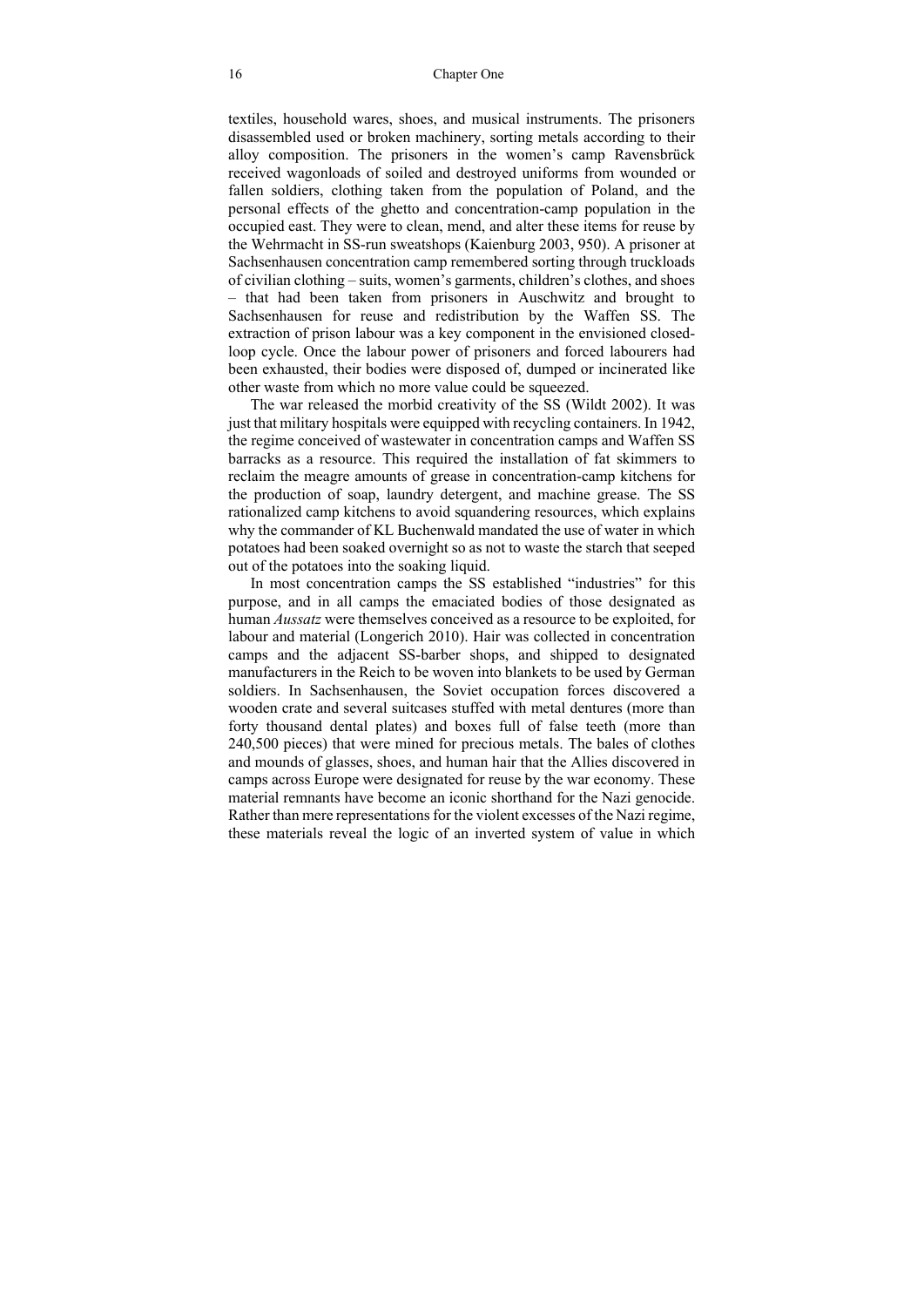textiles, household wares, shoes, and musical instruments. The prisoners disassembled used or broken machinery, sorting metals according to their alloy composition. The prisoners in the women's camp Ravensbrück received wagonloads of soiled and destroyed uniforms from wounded or fallen soldiers, clothing taken from the population of Poland, and the personal effects of the ghetto and concentration-camp population in the occupied east. They were to clean, mend, and alter these items for reuse by the Wehrmacht in SS-run sweatshops (Kaienburg 2003, 950). A prisoner at Sachsenhausen concentration camp remembered sorting through truckloads of civilian clothing – suits, women's garments, children's clothes, and shoes – that had been taken from prisoners in Auschwitz and brought to Sachsenhausen for reuse and redistribution by the Waffen SS. The extraction of prison labour was a key component in the envisioned closed-loop cycle. Once the labour power of prisoners and forced labourers had been exhausted, their bodies were disposed of, dumped or incinerated like other waste from which no more value could be squeezed.

The war released the morbid creativity of the SS (Wildt 2002). It was just that military hospitals were equipped with recycling containers. In 1942, the regime conceived of wastewater in concentration camps and Waffen SS barracks as a resource. This required the installation of fat skimmers to reclaim the meagre amounts of grease in concentration-camp kitchens for the production of soap, laundry detergent, and machine grease. The SS rationalized camp kitchens to avoid squandering resources, which explains why the commander of KL Buchenwald mandated the use of water in which potatoes had been soaked overnight so as not to waste the starch that seeped out of the potatoes into the soaking liquid.

In most concentration camps the SS established "industries" for this purpose, and in all camps the emaciated bodies of those designated as human *Aussatz* were themselves conceived as a resource to be exploited, for labour and material (Longerich 2010). Hair was collected in concentration camps and the adjacent SS-barber shops, and shipped to designated manufacturers in the Reich to be woven into blankets to be used by German soldiers. In Sachsenhausen, the Soviet occupation forces discovered a wooden crate and several suitcases stuffed with metal dentures (more than forty thousand dental plates) and boxes full of false teeth (more than 240,500 pieces) that were mined for precious metals. The bales of clothes and mounds of glasses, shoes, and human hair that the Allies discovered in camps across Europe were designated for reuse by the war economy. These material remnants have become an iconic shorthand for the Nazi genocide. Rather than mere representations for the violent excesses of the Nazi regime, these materials reveal the logic of an inverted system of value in which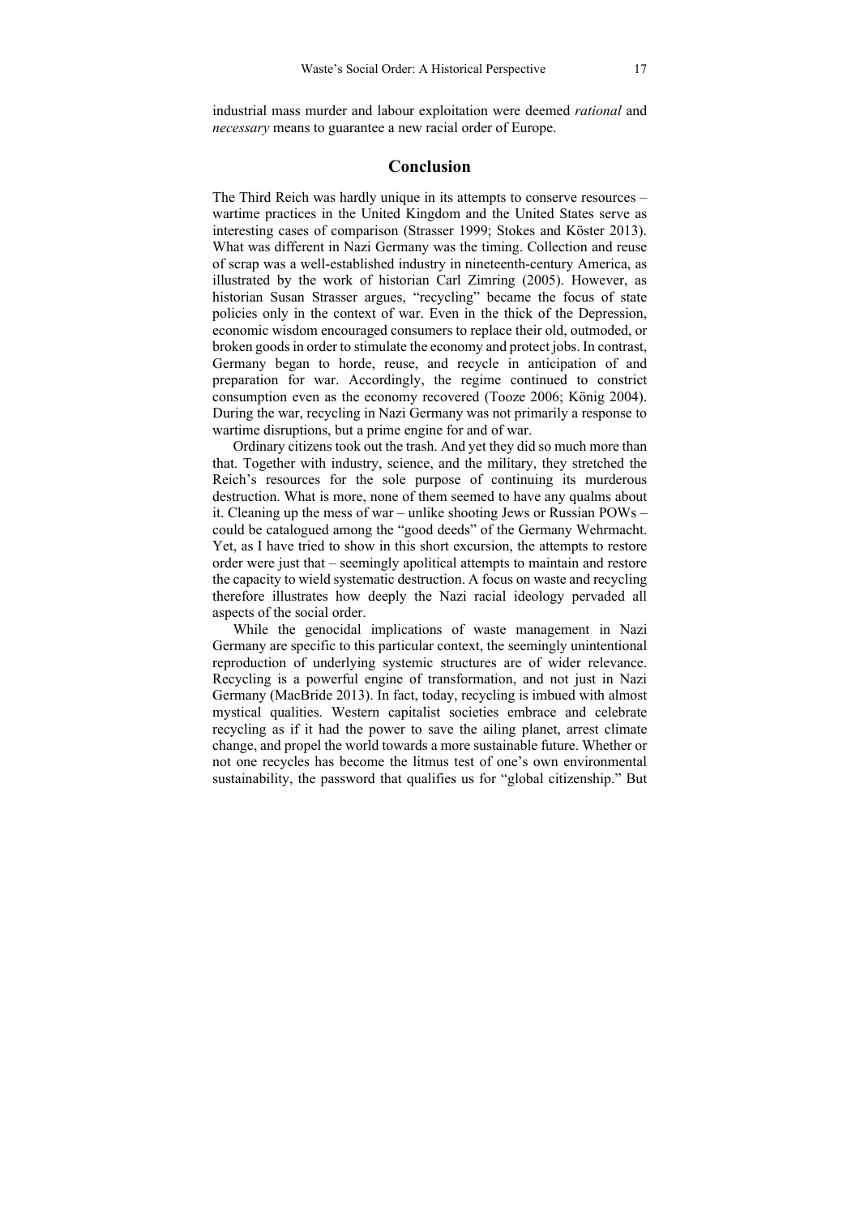industrial mass murder and labour exploitation were deemed *rational* and *necessary* means to guarantee a new racial order of Europe.

## Conclusion

The Third Reich was hardly unique in its attempts to conserve resources – wartime practices in the United Kingdom and the United States serve as interesting cases of comparison (Strasser 1999; Stokes and Köster 2013). What was different in Nazi Germany was the timing. Collection and reuse of scrap was a well-established industry in nineteenth-century America, as illustrated by the work of historian Carl Zimring (2005). However, as historian Susan Strasser argues, "recycling" became the focus of state policies only in the context of war. Even in the thick of the Depression, economic wisdom encouraged consumers to replace their old, outmoded, or broken goods in order to stimulate the economy and protect jobs. In contrast, Germany began to horde, reuse, and recycle in anticipation of and preparation for war. Accordingly, the regime continued to constrict consumption even as the economy recovered (Tooze 2006; König 2004). During the war, recycling in Nazi Germany was not primarily a response to wartime disruptions, but a prime engine for and of war.

Ordinary citizens took out the trash. And yet they did so much more than that. Together with industry, science, and the military, they stretched the Reich's resources for the sole purpose of continuing its murderous destruction. What is more, none of them seemed to have any qualms about it. Cleaning up the mess of war – unlike shooting Jews or Russian POWs – could be catalogued among the "good deeds" of the Germany Wehrmacht. Yet, as I have tried to show in this short excursion, the attempts to restore order were just that – seemingly apolitical attempts to maintain and restore the capacity to wield systematic destruction. A focus on waste and recycling therefore illustrates how deeply the Nazi racial ideology pervaded all aspects of the social order.

While the genocidal implications of waste management in Nazi Germany are specific to this particular context, the seemingly unintentional reproduction of underlying systemic structures are of wider relevance. Recycling is a powerful engine of transformation, and not just in Nazi Germany (MacBride 2013). In fact, today, recycling is imbued with almost mystical qualities. Western capitalist societies embrace and celebrate recycling as if it had the power to save the ailing planet, arrest climate change, and propel the world towards a more sustainable future. Whether or not one recycles has become the litmus test of one's own environmental sustainability, the password that qualifies us for "global citizenship." But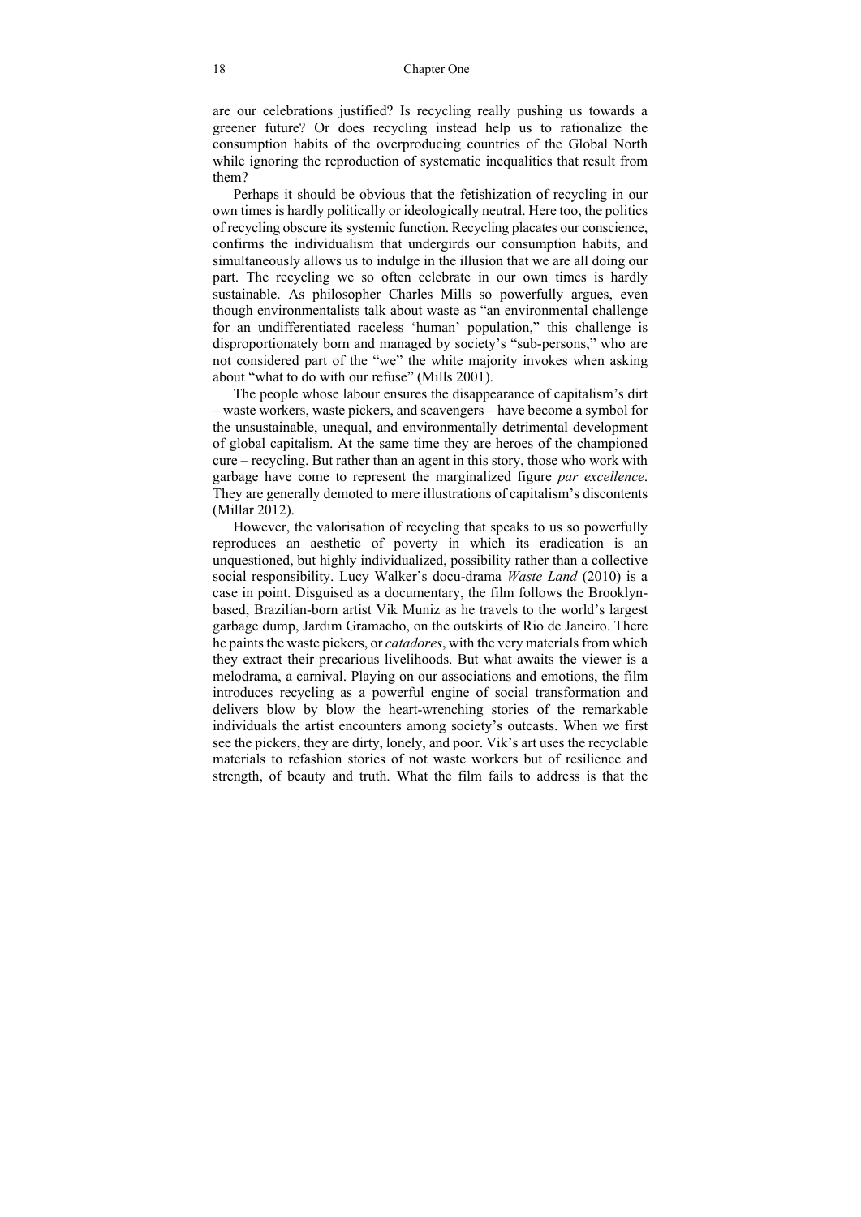are our celebrations justified? Is recycling really pushing us towards a greener future? Or does recycling instead help us to rationalize the consumption habits of the overproducing countries of the Global North while ignoring the reproduction of systematic inequalities that result from them?

Perhaps it should be obvious that the fetishization of recycling in our own times is hardly politically or ideologically neutral. Here too, the politics of recycling obscure its systemic function. Recycling placates our conscience, confirms the individualism that undergirds our consumption habits, and simultaneously allows us to indulge in the illusion that we are all doing our part. The recycling we so often celebrate in our own times is hardly sustainable. As philosopher Charles Mills so powerfully argues, even though environmentalists talk about waste as "an environmental challenge for an undifferentiated raceless 'human' population," this challenge is disproportionately born and managed by society's "sub-persons," who are not considered part of the "we" the white majority invokes when asking about "what to do with our refuse" (Mills 2001).

The people whose labour ensures the disappearance of capitalism's dirt – waste workers, waste pickers, and scavengers – have become a symbol for the unsustainable, unequal, and environmentally detrimental development of global capitalism. At the same time they are heroes of the championed cure – recycling. But rather than an agent in this story, those who work with garbage have come to represent the marginalized figure *par excellence*. They are generally demoted to mere illustrations of capitalism's discontents (Millar 2012).

However, the valorisation of recycling that speaks to us so powerfully reproduces an aesthetic of poverty in which its eradication is an unquestioned, but highly individualized, possibility rather than a collective social responsibility. Lucy Walker's docu-drama *Waste Land* (2010) is a case in point. Disguised as a documentary, the film follows the Brooklyn-based, Brazilian-born artist Vik Muniz as he travels to the world's largest garbage dump, Jardim Gramacho, on the outskirts of Rio de Janeiro. There he paints the waste pickers, or *catadores*, with the very materials from which they extract their precarious livelihoods. But what awaits the viewer is a melodrama, a carnival. Playing on our associations and emotions, the film introduces recycling as a powerful engine of social transformation and delivers blow by blow the heart-wrenching stories of the remarkable individuals the artist encounters among society's outcasts. When we first see the pickers, they are dirty, lonely, and poor. Vik's art uses the recyclable materials to refashion stories of not waste workers but of resilience and strength, of beauty and truth. What the film fails to address is that the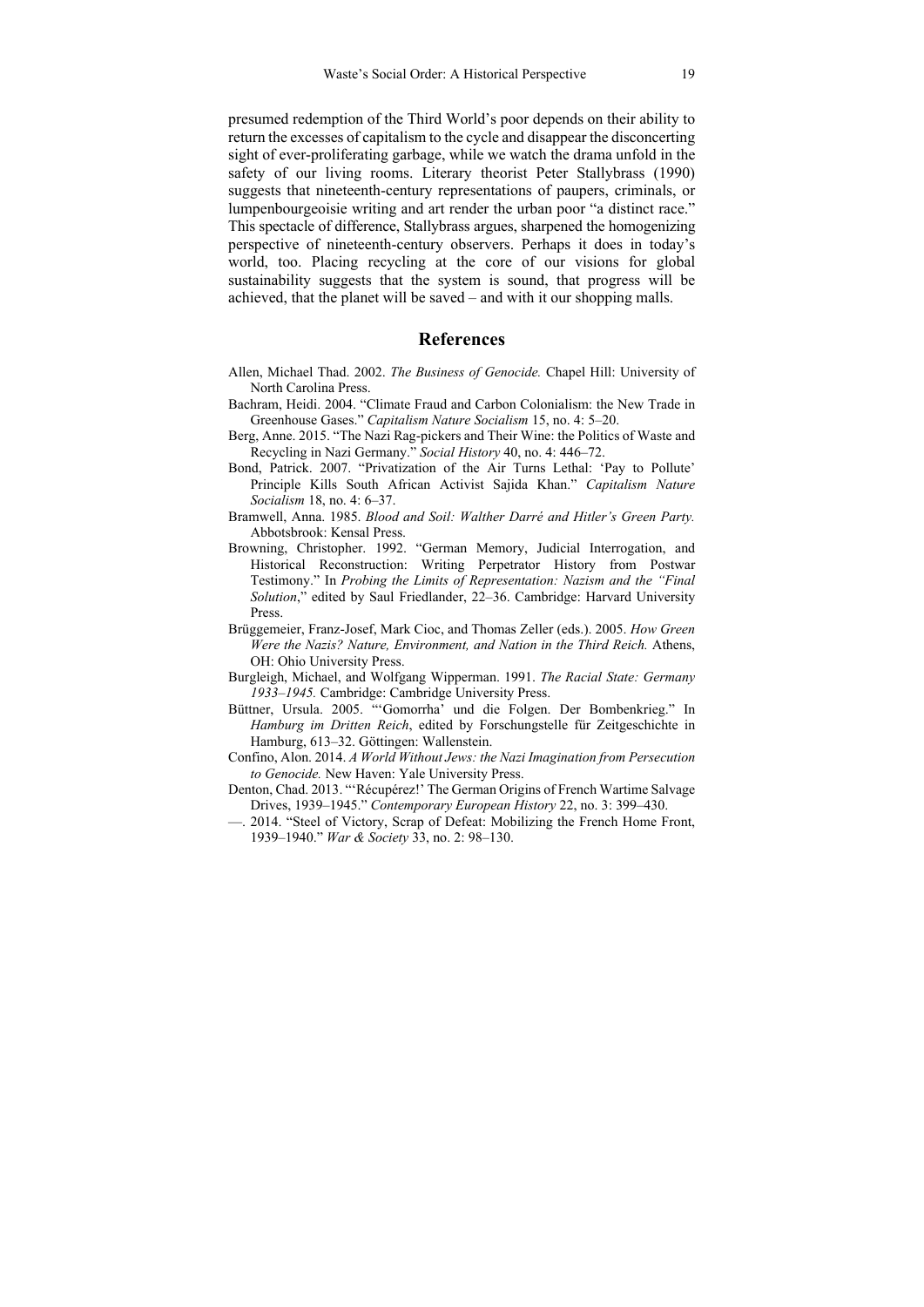presumed redemption of the Third World's poor depends on their ability to return the excesses of capitalism to the cycle and disappear the disconcerting sight of ever-proliferating garbage, while we watch the drama unfold in the safety of our living rooms. Literary theorist Peter Stallybrass (1990) suggests that nineteenth-century representations of paupers, criminals, or lumpenbourgeoisie writing and art render the urban poor "a distinct race." This spectacle of difference, Stallybrass argues, sharpened the homogenizing perspective of nineteenth-century observers. Perhaps it does in today's world, too. Placing recycling at the core of our visions for global sustainability suggests that the system is sound, that progress will be achieved, that the planet will be saved – and with it our shopping malls.

## References

Allen, Michael Thad. 2002. *The Business of Genocide.* Chapel Hill: University of North Carolina Press.

Bachram, Heidi. 2004. "Climate Fraud and Carbon Colonialism: the New Trade in Greenhouse Gases." *Capitalism Nature Socialism* 15, no. 4: 5–20.

Berg, Anne. 2015. "The Nazi Rag-pickers and Their Wine: the Politics of Waste and Recycling in Nazi Germany." *Social History* 40, no. 4: 446–72.

Bond, Patrick. 2007. "Privatization of the Air Turns Lethal: 'Pay to Pollute' Principle Kills South African Activist Sajida Khan." *Capitalism Nature Socialism* 18, no. 4: 6–37.

Bramwell, Anna. 1985. *Blood and Soil: Walther Darré and Hitler's Green Party.* Abbotsbrook: Kensal Press.

Browning, Christopher. 1992. "German Memory, Judicial Interrogation, and Historical Reconstruction: Writing Perpetrator History from Postwar Testimony." In *Probing the Limits of Representation: Nazism and the "Final Solution*," edited by Saul Friedlander, 22–36. Cambridge: Harvard University Press.

Brüggemeier, Franz-Josef, Mark Cioc, and Thomas Zeller (eds.). 2005. *How Green Were the Nazis? Nature, Environment, and Nation in the Third Reich.* Athens, OH: Ohio University Press.

Burgleigh, Michael, and Wolfgang Wipperman. 1991. *The Racial State: Germany 1933–1945.* Cambridge: Cambridge University Press.

Büttner, Ursula. 2005. "'Gomorrha' und die Folgen. Der Bombenkrieg." In *Hamburg im Dritten Reich*, edited by Forschungstelle für Zeitgeschichte in Hamburg, 613–32. Göttingen: Wallenstein.

Confino, Alon. 2014. *A World Without Jews: the Nazi Imagination from Persecution to Genocide.* New Haven: Yale University Press.

Denton, Chad. 2013. "'Récupérez!' The German Origins of French Wartime Salvage Drives, 1939–1945." *Contemporary European History* 22, no. 3: 399–430.

—. 2014. "Steel of Victory, Scrap of Defeat: Mobilizing the French Home Front, 1939–1940." *War & Society* 33, no. 2: 98–130.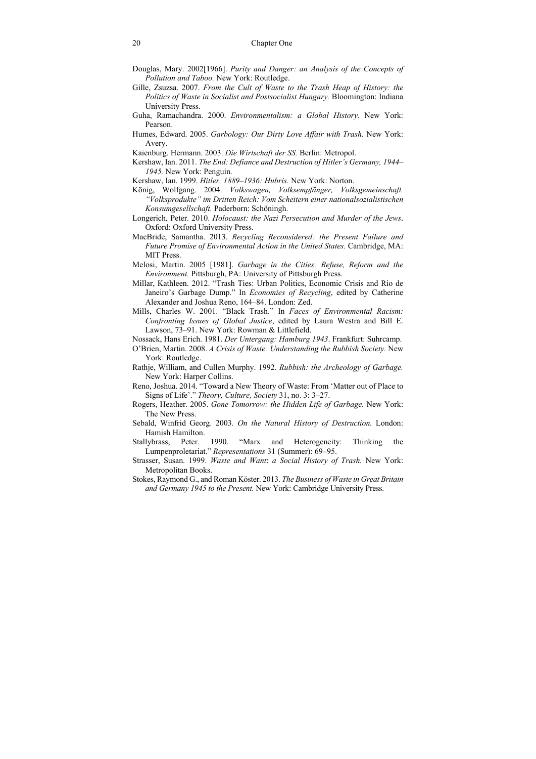Douglas, Mary. 2002[1966]. *Purity and Danger: an Analysis of the Concepts of Pollution and Taboo.* New York: Routledge.

Gille, Zsuzsa. 2007. *From the Cult of Waste to the Trash Heap of History: the Politics of Waste in Socialist and Postsocialist Hungary.* Bloomington: Indiana University Press.

Guha, Ramachandra. 2000. *Environmentalism: a Global History.* New York: Pearson.

Humes, Edward. 2005. *Garbology: Our Dirty Love Affair with Trash.* New York: Avery.

Kaienburg. Hermann. 2003. *Die Wirtschaft der SS.* Berlin: Metropol.

Kershaw, Ian. 2011. *The End: Defiance and Destruction of Hitler's Germany, 1944–1945.* New York: Penguin.

Kershaw, Ian. 1999. *Hitler, 1889–1936: Hubris.* New York: Norton.

König, Wolfgang. 2004. *Volkswagen, Volksempfänger, Volksgemeinschaft. "Volksprodukte" im Dritten Reich: Vom Scheitern einer nationalsozialistischen Konsumgesellschaft.* Paderborn: Schöningh.

Longerich, Peter. 2010. *Holocaust: the Nazi Persecution and Murder of the Jews*. Oxford: Oxford University Press.

MacBride, Samantha. 2013. *Recycling Reconsidered: the Present Failure and Future Promise of Environmental Action in the United States.* Cambridge, MA: MIT Press.

Melosi, Martin. 2005 [1981]. *Garbage in the Cities: Refuse, Reform and the Environment.* Pittsburgh, PA: University of Pittsburgh Press.

Millar, Kathleen. 2012. "Trash Ties: Urban Politics, Economic Crisis and Rio de Janeiro's Garbage Dump." In *Economies of Recycling*, edited by Catherine Alexander and Joshua Reno, 164–84. London: Zed.

Mills, Charles W. 2001. "Black Trash." In *Faces of Environmental Racism: Confronting Issues of Global Justice*, edited by Laura Westra and Bill E. Lawson, 73–91. New York: Rowman & Littlefield.

Nossack, Hans Erich. 1981. *Der Untergang: Hamburg 1943*. Frankfurt: Suhrcamp.

O'Brien, Martin. 2008. *A Crisis of Waste: Understanding the Rubbish Society.* New York: Routledge.

Rathje, William, and Cullen Murphy. 1992. *Rubbish: the Archeology of Garbage.* New York: Harper Collins.

Reno, Joshua. 2014. "Toward a New Theory of Waste: From 'Matter out of Place to Signs of Life'." *Theory, Culture, Society* 31, no. 3: 3–27.

Rogers, Heather. 2005. *Gone Tomorrow: the Hidden Life of Garbage.* New York: The New Press.

Sebald, Winfrid Georg. 2003. *On the Natural History of Destruction.* London: Hamish Hamilton.

Stallybrass, Peter. 1990. "Marx and Heterogeneity: Thinking the Lumpenproletariat." *Representations* 31 (Summer): 69–95.

Strasser, Susan. 1999. *Waste and Want: a Social History of Trash.* New York: Metropolitan Books.

Stokes, Raymond G., and Roman Köster. 2013. *The Business of Waste in Great Britain and Germany 1945 to the Present.* New York: Cambridge University Press.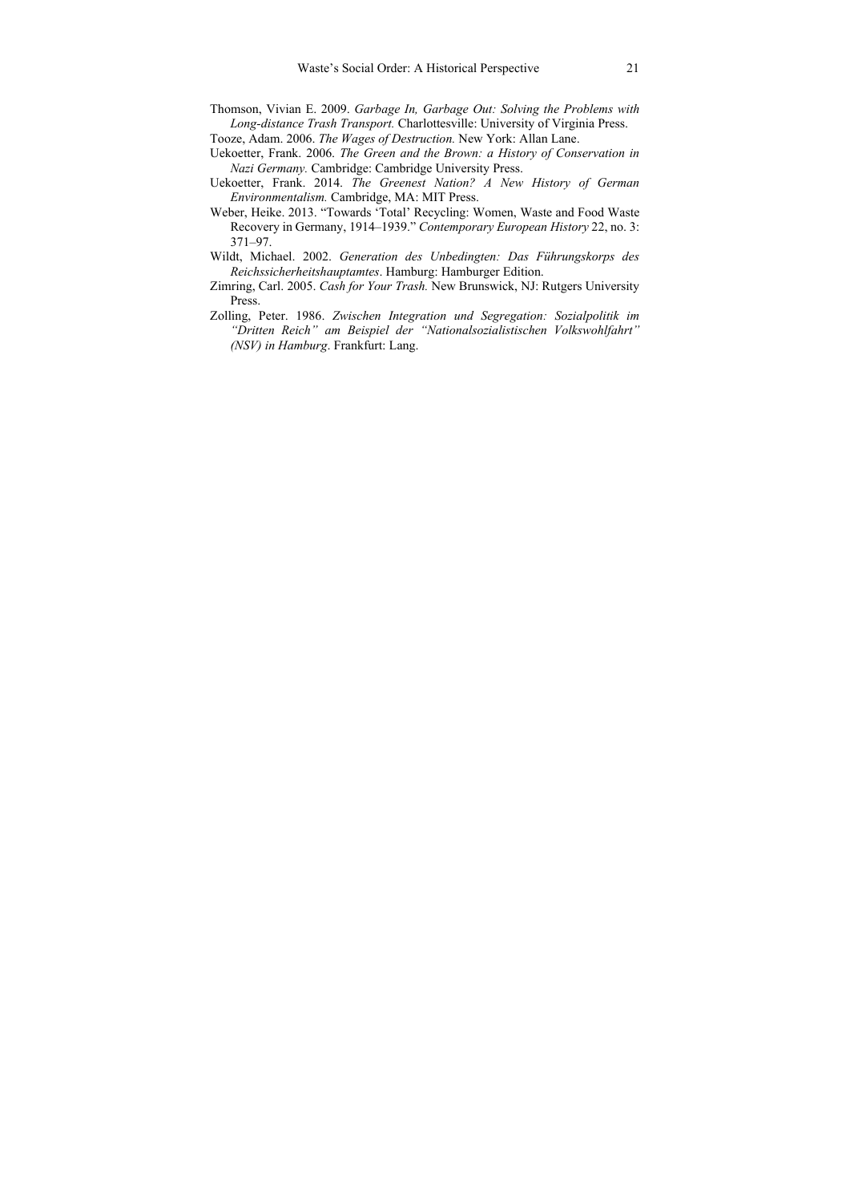Thomson, Vivian E. 2009. *Garbage In, Garbage Out: Solving the Problems with Long-distance Trash Transport.* Charlottesville: University of Virginia Press.

Tooze, Adam. 2006. *The Wages of Destruction.* New York: Allan Lane.

Uekoetter, Frank. 2006. *The Green and the Brown: a History of Conservation in Nazi Germany.* Cambridge: Cambridge University Press.

Uekoetter, Frank. 2014. *The Greenest Nation? A New History of German Environmentalism.* Cambridge, MA: MIT Press.

Weber, Heike. 2013. "Towards 'Total' Recycling: Women, Waste and Food Waste Recovery in Germany, 1914–1939." *Contemporary European History* 22, no. 3: 371–97.

Wildt, Michael. 2002. *Generation des Unbedingten: Das Führungskorps des Reichssicherheitshauptamtes*. Hamburg: Hamburger Edition.

Zimring, Carl. 2005. *Cash for Your Trash.* New Brunswick, NJ: Rutgers University Press.

Zolling, Peter. 1986. *Zwischen Integration und Segregation: Sozialpolitik im "Dritten Reich" am Beispiel der "Nationalsozialistischen Volkswohlfahrt" (NSV) in Hamburg*. Frankfurt: Lang.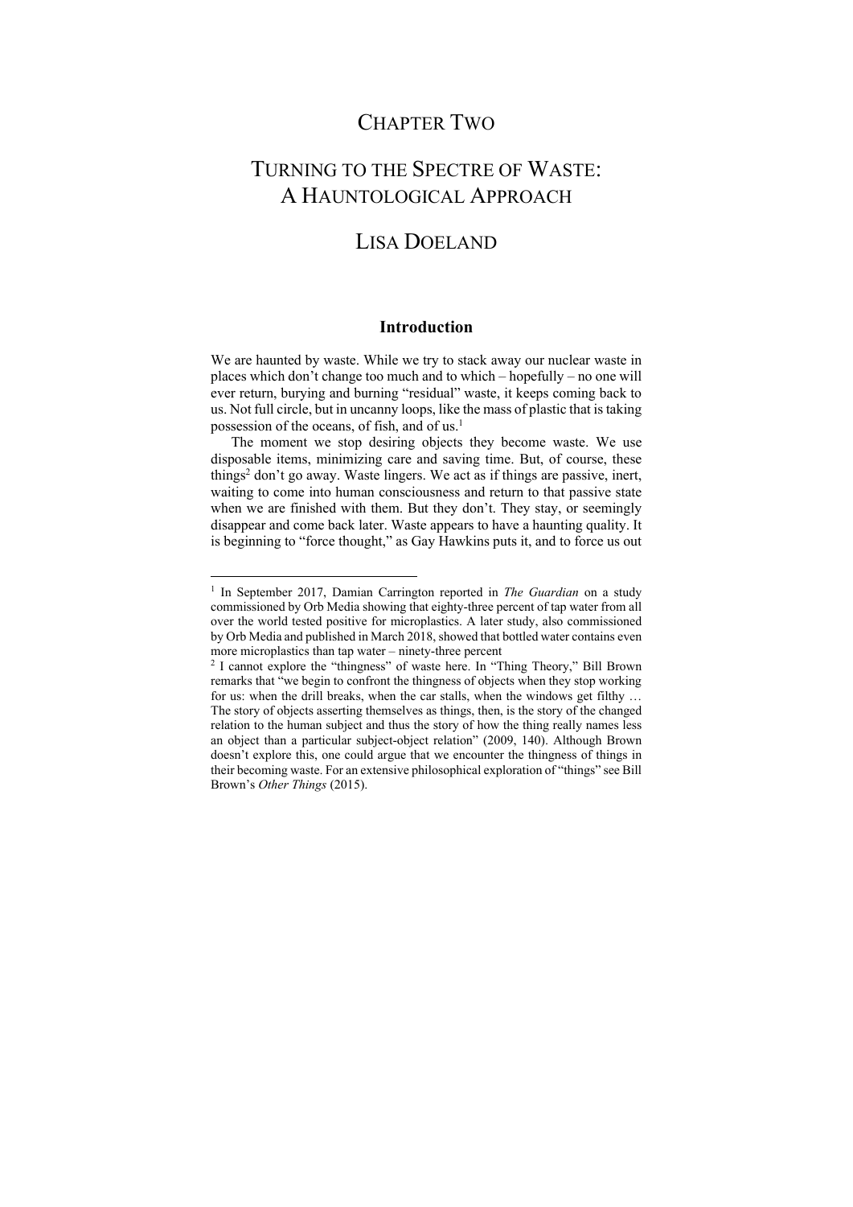# CHAPTER TWO

# TURNING TO THE SPECTRE OF WASTE: A HAUNTOLOGICAL APPROACH

## LISA DOELAND

### Introduction

We are haunted by waste. While we try to stack away our nuclear waste in places which don't change too much and to which – hopefully – no one will ever return, burying and burning "residual" waste, it keeps coming back to us. Not full circle, but in uncanny loops, like the mass of plastic that is taking possession of the oceans, of fish, and of us.[1]

The moment we stop desiring objects they become waste. We use disposable items, minimizing care and saving time. But, of course, these things[2] don't go away. Waste lingers. We act as if things are passive, inert, waiting to come into human consciousness and return to that passive state when we are finished with them. But they don't. They stay, or seemingly disappear and come back later. Waste appears to have a haunting quality. It is beginning to "force thought," as Gay Hawkins puts it, and to force us out

---

[1] In September 2017, Damian Carrington reported in *The Guardian* on a study commissioned by Orb Media showing that eighty-three percent of tap water from all over the world tested positive for microplastics. A later study, also commissioned by Orb Media and published in March 2018, showed that bottled water contains even more microplastics than tap water – ninety-three percent

[2] I cannot explore the "thingness" of waste here. In "Thing Theory," Bill Brown remarks that "we begin to confront the thingness of objects when they stop working for us: when the drill breaks, when the car stalls, when the windows get filthy … The story of objects asserting themselves as things, then, is the story of the changed relation to the human subject and thus the story of how the thing really names less an object than a particular subject-object relation" (2009, 140). Although Brown doesn't explore this, one could argue that we encounter the thingness of things in their becoming waste. For an extensive philosophical exploration of "things" see Bill Brown's *Other Things* (2015).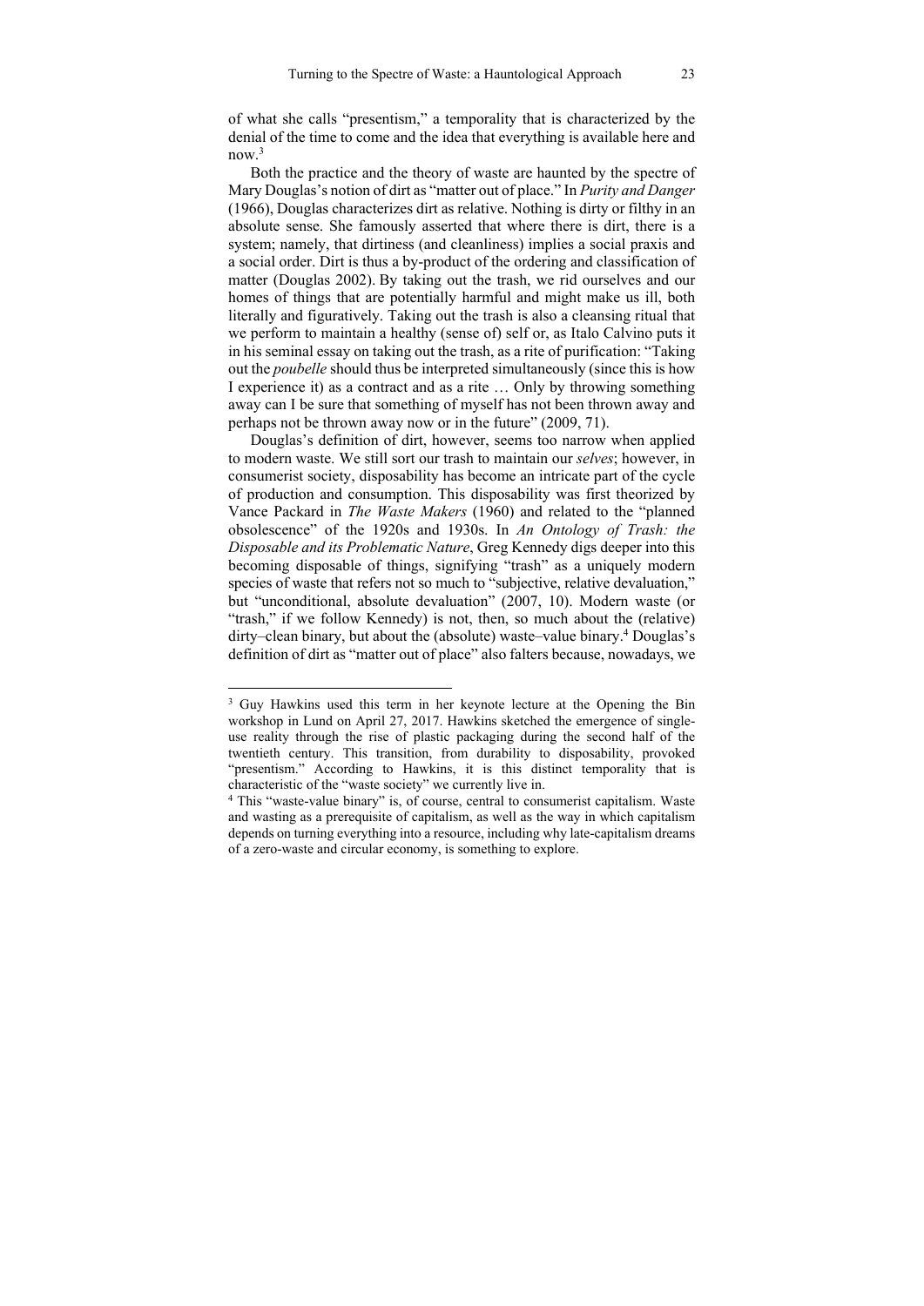of what she calls "presentism," a temporality that is characterized by the denial of the time to come and the idea that everything is available here and now.[3]

Both the practice and the theory of waste are haunted by the spectre of Mary Douglas's notion of dirt as "matter out of place." In *Purity and Danger* (1966), Douglas characterizes dirt as relative. Nothing is dirty or filthy in an absolute sense. She famously asserted that where there is dirt, there is a system; namely, that dirtiness (and cleanliness) implies a social praxis and a social order. Dirt is thus a by-product of the ordering and classification of matter (Douglas 2002). By taking out the trash, we rid ourselves and our homes of things that are potentially harmful and might make us ill, both literally and figuratively. Taking out the trash is also a cleansing ritual that we perform to maintain a healthy (sense of) self or, as Italo Calvino puts it in his seminal essay on taking out the trash, as a rite of purification: "Taking out the *poubelle* should thus be interpreted simultaneously (since this is how I experience it) as a contract and as a rite … Only by throwing something away can I be sure that something of myself has not been thrown away and perhaps not be thrown away now or in the future" (2009, 71).

Douglas's definition of dirt, however, seems too narrow when applied to modern waste. We still sort our trash to maintain our *selves*; however, in consumerist society, disposability has become an intricate part of the cycle of production and consumption. This disposability was first theorized by Vance Packard in *The Waste Makers* (1960) and related to the "planned obsolescence" of the 1920s and 1930s. In *An Ontology of Trash: the Disposable and its Problematic Nature*, Greg Kennedy digs deeper into this becoming disposable of things, signifying "trash" as a uniquely modern species of waste that refers not so much to "subjective, relative devaluation," but "unconditional, absolute devaluation" (2007, 10). Modern waste (or "trash," if we follow Kennedy) is not, then, so much about the (relative) dirty–clean binary, but about the (absolute) waste–value binary.[4] Douglas's definition of dirt as "matter out of place" also falters because, nowadays, we

---

[3] Guy Hawkins used this term in her keynote lecture at the Opening the Bin workshop in Lund on April 27, 2017. Hawkins sketched the emergence of single-use reality through the rise of plastic packaging during the second half of the twentieth century. This transition, from durability to disposability, provoked "presentism." According to Hawkins, it is this distinct temporality that is characteristic of the "waste society" we currently live in.

[4] This "waste-value binary" is, of course, central to consumerist capitalism. Waste and wasting as a prerequisite of capitalism, as well as the way in which capitalism depends on turning everything into a resource, including why late-capitalism dreams of a zero-waste and circular economy, is something to explore.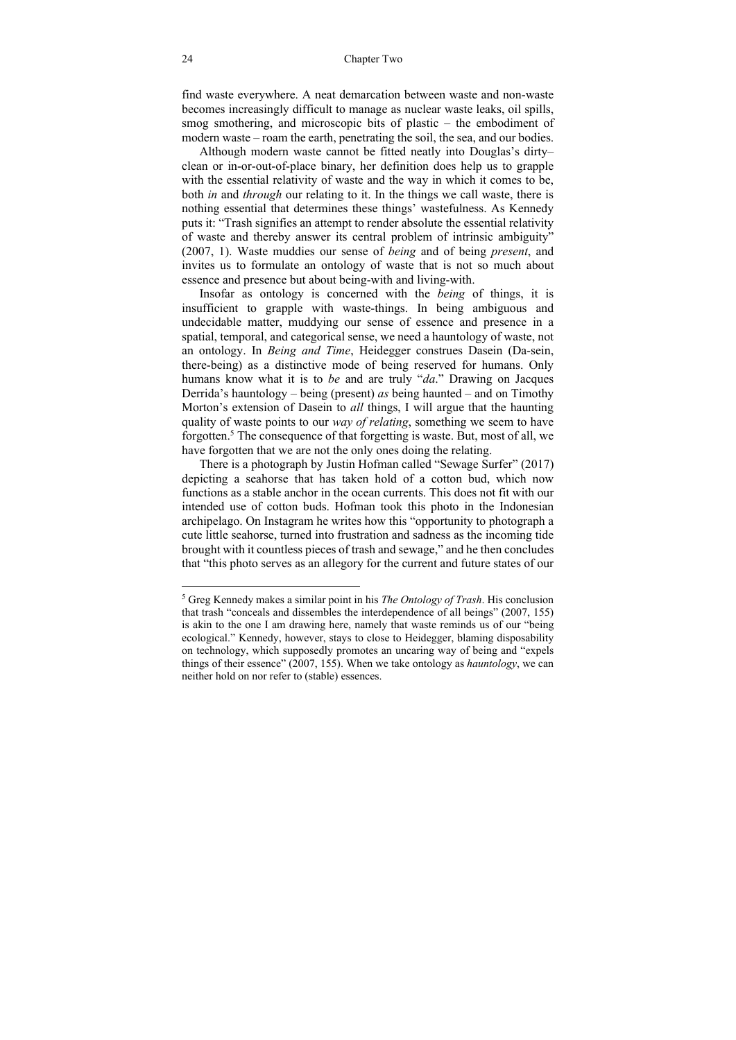find waste everywhere. A neat demarcation between waste and non-waste becomes increasingly difficult to manage as nuclear waste leaks, oil spills, smog smothering, and microscopic bits of plastic – the embodiment of modern waste – roam the earth, penetrating the soil, the sea, and our bodies.

Although modern waste cannot be fitted neatly into Douglas's dirty–clean or in-or-out-of-place binary, her definition does help us to grapple with the essential relativity of waste and the way in which it comes to be, both *in* and *through* our relating to it. In the things we call waste, there is nothing essential that determines these things' wastefulness. As Kennedy puts it: "Trash signifies an attempt to render absolute the essential relativity of waste and thereby answer its central problem of intrinsic ambiguity" (2007, 1). Waste muddies our sense of *being* and of being *present*, and invites us to formulate an ontology of waste that is not so much about essence and presence but about being-with and living-with.

Insofar as ontology is concerned with the *being* of things, it is insufficient to grapple with waste-things. In being ambiguous and undecidable matter, muddying our sense of essence and presence in a spatial, temporal, and categorical sense, we need a hauntology of waste, not an ontology. In *Being and Time*, Heidegger construes Dasein (Da-sein, there-being) as a distinctive mode of being reserved for humans. Only humans know what it is to *be* and are truly "*da*." Drawing on Jacques Derrida's hauntology – being (present) *as* being haunted – and on Timothy Morton's extension of Dasein to *all* things, I will argue that the haunting quality of waste points to our *way of relating*, something we seem to have forgotten.[5] The consequence of that forgetting is waste. But, most of all, we have forgotten that we are not the only ones doing the relating.

There is a photograph by Justin Hofman called "Sewage Surfer" (2017) depicting a seahorse that has taken hold of a cotton bud, which now functions as a stable anchor in the ocean currents. This does not fit with our intended use of cotton buds. Hofman took this photo in the Indonesian archipelago. On Instagram he writes how this "opportunity to photograph a cute little seahorse, turned into frustration and sadness as the incoming tide brought with it countless pieces of trash and sewage," and he then concludes that "this photo serves as an allegory for the current and future states of our

---

[5] Greg Kennedy makes a similar point in his *The Ontology of Trash*. His conclusion that trash "conceals and dissembles the interdependence of all beings" (2007, 155) is akin to the one I am drawing here, namely that waste reminds us of our "being ecological." Kennedy, however, stays to close to Heidegger, blaming disposability on technology, which supposedly promotes an uncaring way of being and "expels things of their essence" (2007, 155). When we take ontology as *hauntology*, we can neither hold on nor refer to (stable) essences.